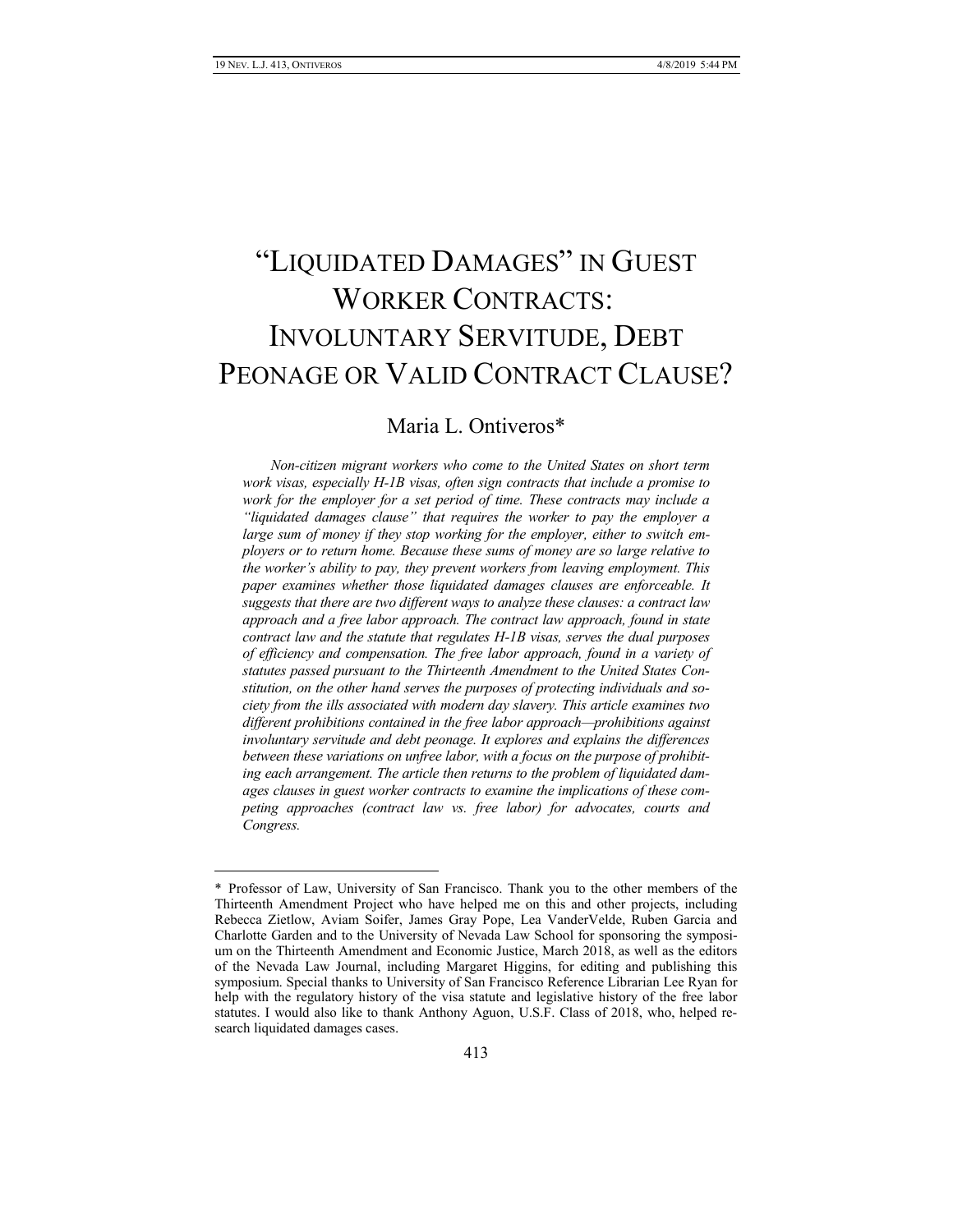# "LIQUIDATED DAMAGES" IN GUEST WORKER CONTRACTS: INVOLUNTARY SERVITUDE, DEBT PEONAGE OR VALID CONTRACT CLAUSE?

Maria L. Ontiveros*

*Non-citizen migrant workers who come to the United States on short term work visas, especially H-1B visas, often sign contracts that include a promise to work for the employer for a set period of time. These contracts may include a "liquidated damages clause" that requires the worker to pay the employer a large sum of money if they stop working for the employer, either to switch employers or to return home. Because these sums of money are so large relative to the worker's ability to pay, they prevent workers from leaving employment. This paper examines whether those liquidated damages clauses are enforceable. It suggests that there are two different ways to analyze these clauses: a contract law approach and a free labor approach. The contract law approach, found in state contract law and the statute that regulates H-1B visas, serves the dual purposes of efficiency and compensation. The free labor approach, found in a variety of statutes passed pursuant to the Thirteenth Amendment to the United States Constitution, on the other hand serves the purposes of protecting individuals and society from the ills associated with modern day slavery. This article examines two different prohibitions contained in the free labor approach—prohibitions against involuntary servitude and debt peonage. It explores and explains the differences between these variations on unfree labor, with a focus on the purpose of prohibiting each arrangement. The article then returns to the problem of liquidated damages clauses in guest worker contracts to examine the implications of these competing approaches (contract law vs. free labor) for advocates, courts and Congress.*

---

\* Professor of Law, University of San Francisco. Thank you to the other members of the Thirteenth Amendment Project who have helped me on this and other projects, including Rebecca Zietlow, Aviam Soifer, James Gray Pope, Lea VanderVelde, Ruben Garcia and Charlotte Garden and to the University of Nevada Law School for sponsoring the symposium on the Thirteenth Amendment and Economic Justice, March 2018, as well as the editors of the Nevada Law Journal, including Margaret Higgins, for editing and publishing this symposium. Special thanks to University of San Francisco Reference Librarian Lee Ryan for help with the regulatory history of the visa statute and legislative history of the free labor statutes. I would also like to thank Anthony Aguon, U.S.F. Class of 2018, who, helped research liquidated damages cases.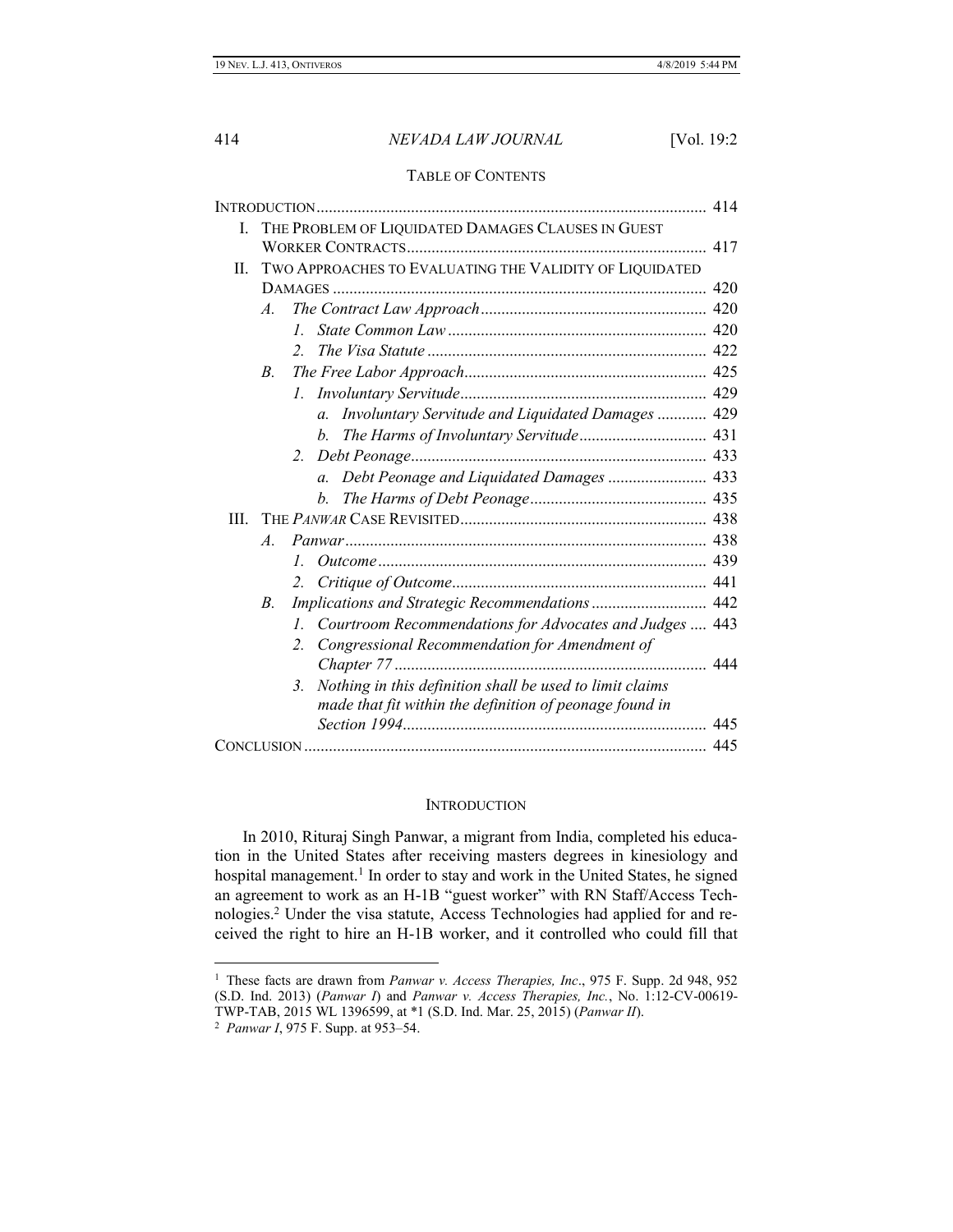## TABLE OF CONTENTS

INTRODUCTION .............................................................................................. 414

I. THE PROBLEM OF LIQUIDATED DAMAGES CLAUSES IN GUEST WORKER CONTRACTS ......................................................................... 417

II. TWO APPROACHES TO EVALUATING THE VALIDITY OF LIQUIDATED DAMAGES ........................................................................................... 420

- *A. The Contract Law Approach* ...................................................... 420
  - *1. State Common Law* .............................................................. 420
  - *2. The Visa Statute* ................................................................... 422
- *B. The Free Labor Approach* .......................................................... 425
  - *1. Involuntary Servitude* ........................................................... 429
    - *a. Involuntary Servitude and Liquidated Damages* ............ 429
    - *b. The Harms of Involuntary Servitude* .............................. 431
  - *2. Debt Peonage* ....................................................................... 433
    - *a. Debt Peonage and Liquidated Damages* ........................ 433
    - *b. The Harms of Debt Peonage* ........................................... 435

III. THE *PANWAR* CASE REVISITED ........................................................... 438

- *A. Panwar* ....................................................................................... 438
  - *1. Outcome* ............................................................................... 439
  - *2. Critique of Outcome* ............................................................. 441
- *B. Implications and Strategic Recommendations* ............................ 442
  - *1. Courtroom Recommendations for Advocates and Judges* .... 443
  - *2. Congressional Recommendation for Amendment of Chapter 77* ........................................................................... 444
  - *3. Nothing in this definition shall be used to limit claims made that fit within the definition of peonage found in Section 1994* ......................................................................... 445

CONCLUSION ................................................................................................. 445

## INTRODUCTION

In 2010, Rituraj Singh Panwar, a migrant from India, completed his education in the United States after receiving masters degrees in kinesiology and hospital management.[1] In order to stay and work in the United States, he signed an agreement to work as an H-1B "guest worker" with RN Staff/Access Technologies.[2] Under the visa statute, Access Technologies had applied for and received the right to hire an H-1B worker, and it controlled who could fill that

---

[1] These facts are drawn from *Panwar v. Access Therapies, Inc*., 975 F. Supp. 2d 948, 952 (S.D. Ind. 2013) (*Panwar I*) and *Panwar v. Access Therapies, Inc.*, No. 1:12-CV-00619-TWP-TAB, 2015 WL 1396599, at *1 (S.D. Ind. Mar. 25, 2015) (*Panwar II*).

[2] *Panwar I*, 975 F. Supp. at 953–54.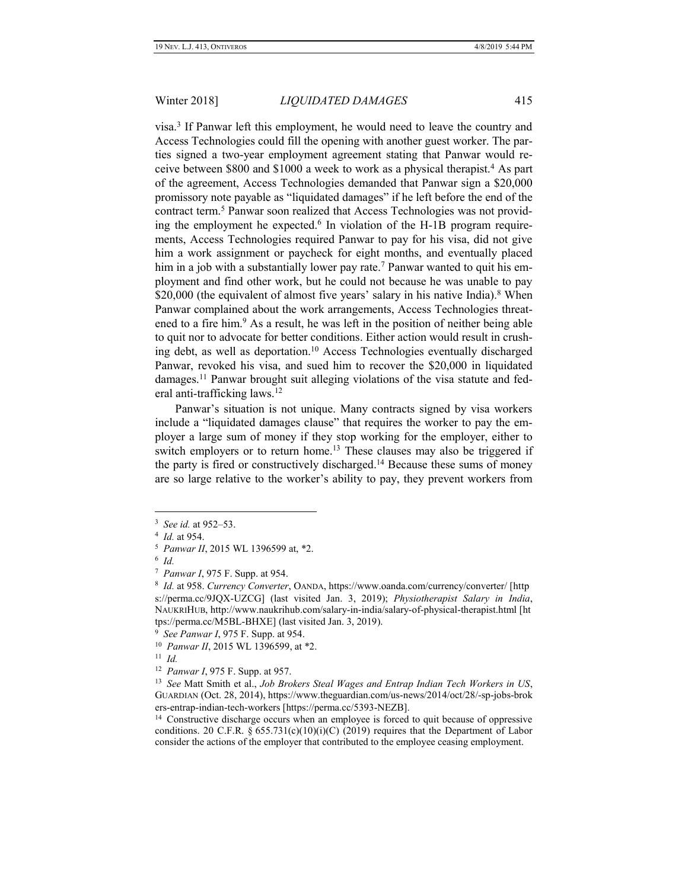visa.[3] If Panwar left this employment, he would need to leave the country and Access Technologies could fill the opening with another guest worker. The parties signed a two-year employment agreement stating that Panwar would receive between $800 and $1000 a week to work as a physical therapist.[4] As part of the agreement, Access Technologies demanded that Panwar sign a $20,000 promissory note payable as "liquidated damages" if he left before the end of the contract term.[5] Panwar soon realized that Access Technologies was not providing the employment he expected.[6] In violation of the H-1B program requirements, Access Technologies required Panwar to pay for his visa, did not give him a work assignment or paycheck for eight months, and eventually placed him in a job with a substantially lower pay rate.[7] Panwar wanted to quit his employment and find other work, but he could not because he was unable to pay $20,000 (the equivalent of almost five years' salary in his native India).[8] When Panwar complained about the work arrangements, Access Technologies threatened to a fire him.[9] As a result, he was left in the position of neither being able to quit nor to advocate for better conditions. Either action would result in crushing debt, as well as deportation.[10] Access Technologies eventually discharged Panwar, revoked his visa, and sued him to recover the $20,000 in liquidated damages.[11] Panwar brought suit alleging violations of the visa statute and federal anti-trafficking laws.[12]

Panwar's situation is not unique. Many contracts signed by visa workers include a "liquidated damages clause" that requires the worker to pay the employer a large sum of money if they stop working for the employer, either to switch employers or to return home.[13] These clauses may also be triggered if the party is fired or constructively discharged.[14] Because these sums of money are so large relative to the worker's ability to pay, they prevent workers from

---

[3] *See id.* at 952–53.

[4] *Id.* at 954.

[5] *Panwar II*, 2015 WL 1396599 at, *2.

[6] *Id.*

[7] *Panwar I*, 975 F. Supp. at 954.

[8] *Id.* at 958. *Currency Converter*, OANDA, https://www.oanda.com/currency/converter/ [https://perma.cc/9JQX-UZCG] (last visited Jan. 3, 2019); *Physiotherapist Salary in India*, NAUKRIHUB, http://www.naukrihub.com/salary-in-india/salary-of-physical-therapist.html [https://perma.cc/M5BL-BHXE] (last visited Jan. 3, 2019).

[9] *See Panwar I*, 975 F. Supp. at 954.

[10] *Panwar II*, 2015 WL 1396599, at *2.

[11] *Id.*

[12] *Panwar I*, 975 F. Supp. at 957.

[13] *See* Matt Smith et al., *Job Brokers Steal Wages and Entrap Indian Tech Workers in US*, GUARDIAN (Oct. 28, 2014), https://www.theguardian.com/us-news/2014/oct/28/-sp-jobs-brokers-entrap-indian-tech-workers [https://perma.cc/5393-NEZB].

[14] Constructive discharge occurs when an employee is forced to quit because of oppressive conditions. 20 C.F.R. § 655.731(c)(10)(i)(C) (2019) requires that the Department of Labor consider the actions of the employer that contributed to the employee ceasing employment.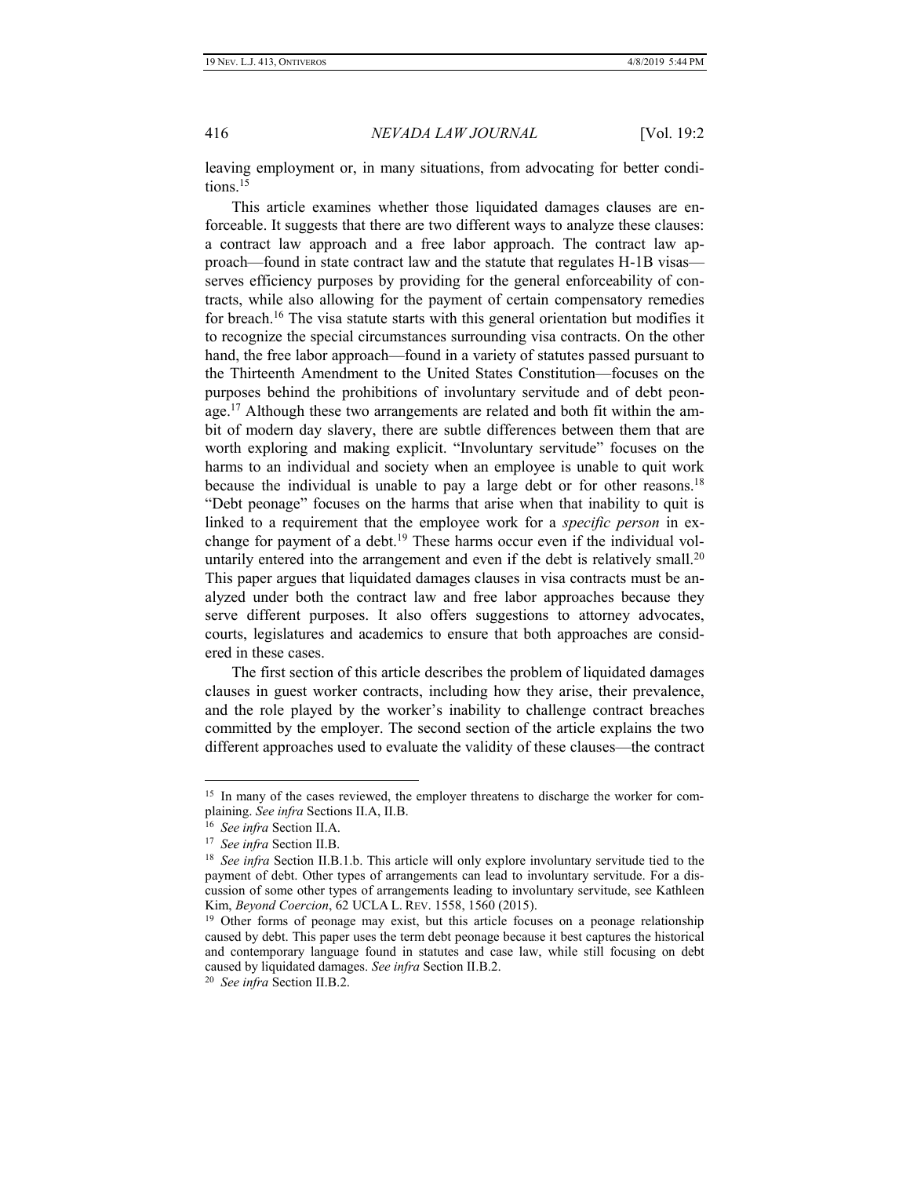leaving employment or, in many situations, from advocating for better conditions.[15]

This article examines whether those liquidated damages clauses are enforceable. It suggests that there are two different ways to analyze these clauses: a contract law approach and a free labor approach. The contract law approach—found in state contract law and the statute that regulates H-1B visas—serves efficiency purposes by providing for the general enforceability of contracts, while also allowing for the payment of certain compensatory remedies for breach.[16] The visa statute starts with this general orientation but modifies it to recognize the special circumstances surrounding visa contracts. On the other hand, the free labor approach—found in a variety of statutes passed pursuant to the Thirteenth Amendment to the United States Constitution—focuses on the purposes behind the prohibitions of involuntary servitude and of debt peonage.[17] Although these two arrangements are related and both fit within the ambit of modern day slavery, there are subtle differences between them that are worth exploring and making explicit. "Involuntary servitude" focuses on the harms to an individual and society when an employee is unable to quit work because the individual is unable to pay a large debt or for other reasons.[18] "Debt peonage" focuses on the harms that arise when that inability to quit is linked to a requirement that the employee work for a *specific person* in exchange for payment of a debt.[19] These harms occur even if the individual voluntarily entered into the arrangement and even if the debt is relatively small.[20] This paper argues that liquidated damages clauses in visa contracts must be analyzed under both the contract law and free labor approaches because they serve different purposes. It also offers suggestions to attorney advocates, courts, legislatures and academics to ensure that both approaches are considered in these cases.

The first section of this article describes the problem of liquidated damages clauses in guest worker contracts, including how they arise, their prevalence, and the role played by the worker's inability to challenge contract breaches committed by the employer. The second section of the article explains the two different approaches used to evaluate the validity of these clauses—the contract

---

[15] In many of the cases reviewed, the employer threatens to discharge the worker for complaining. *See infra* Sections II.A, II.B.

[16] *See infra* Section II.A.

[17] *See infra* Section II.B.

[18] *See infra* Section II.B.1.b. This article will only explore involuntary servitude tied to the payment of debt. Other types of arrangements can lead to involuntary servitude. For a discussion of some other types of arrangements leading to involuntary servitude, see Kathleen Kim, *Beyond Coercion*, 62 UCLA L. REV. 1558, 1560 (2015).

[19] Other forms of peonage may exist, but this article focuses on a peonage relationship caused by debt. This paper uses the term debt peonage because it best captures the historical and contemporary language found in statutes and case law, while still focusing on debt caused by liquidated damages. *See infra* Section II.B.2.

[20] *See infra* Section II.B.2.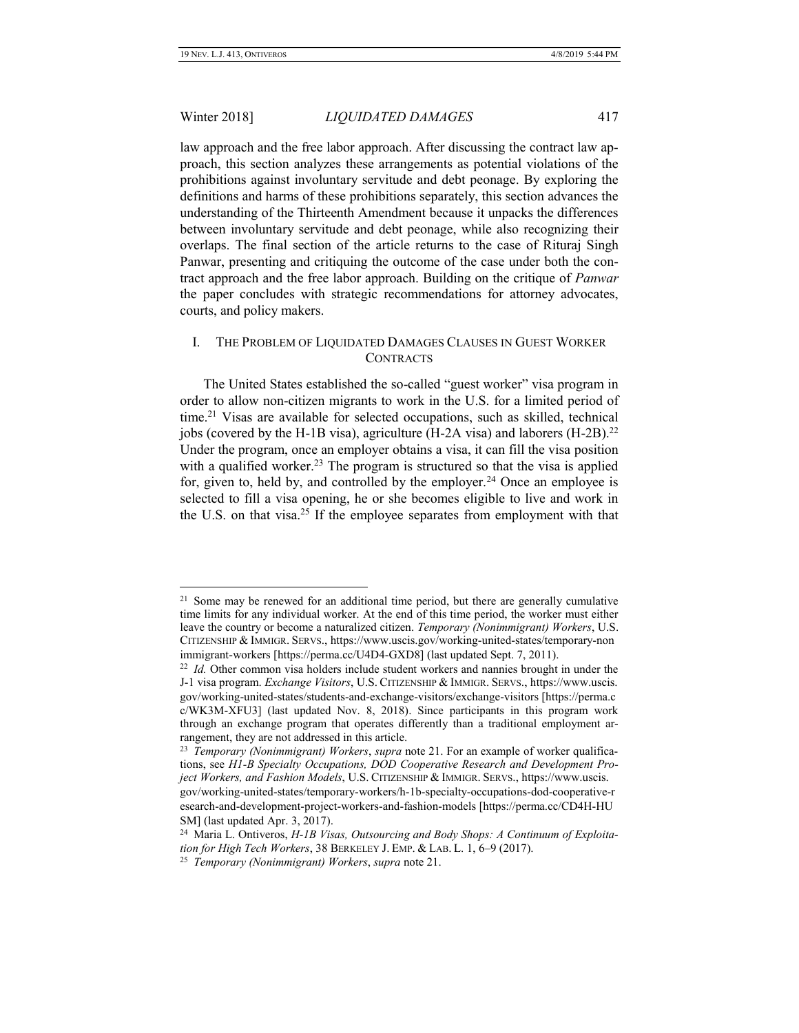law approach and the free labor approach. After discussing the contract law approach, this section analyzes these arrangements as potential violations of the prohibitions against involuntary servitude and debt peonage. By exploring the definitions and harms of these prohibitions separately, this section advances the understanding of the Thirteenth Amendment because it unpacks the differences between involuntary servitude and debt peonage, while also recognizing their overlaps. The final section of the article returns to the case of Rituraj Singh Panwar, presenting and critiquing the outcome of the case under both the contract approach and the free labor approach. Building on the critique of *Panwar* the paper concludes with strategic recommendations for attorney advocates, courts, and policy makers.

## I. THE PROBLEM OF LIQUIDATED DAMAGES CLAUSES IN GUEST WORKER CONTRACTS

The United States established the so-called "guest worker" visa program in order to allow non-citizen migrants to work in the U.S. for a limited period of time.[21] Visas are available for selected occupations, such as skilled, technical jobs (covered by the H-1B visa), agriculture (H-2A visa) and laborers (H-2B).[22] Under the program, once an employer obtains a visa, it can fill the visa position with a qualified worker.[23] The program is structured so that the visa is applied for, given to, held by, and controlled by the employer.[24] Once an employee is selected to fill a visa opening, he or she becomes eligible to live and work in the U.S. on that visa.[25] If the employee separates from employment with that

---

[21] Some may be renewed for an additional time period, but there are generally cumulative time limits for any individual worker. At the end of this time period, the worker must either leave the country or become a naturalized citizen. *Temporary (Nonimmigrant) Workers*, U.S. CITIZENSHIP & IMMIGR. SERVS., https://www.uscis.gov/working-united-states/temporary-nonimmigrant-workers [https://perma.cc/U4D4-GXD8] (last updated Sept. 7, 2011).

[22] *Id.* Other common visa holders include student workers and nannies brought in under the J-1 visa program. *Exchange Visitors*, U.S. CITIZENSHIP & IMMIGR. SERVS., https://www.uscis.gov/working-united-states/students-and-exchange-visitors/exchange-visitors [https://perma.cc/WK3M-XFU3] (last updated Nov. 8, 2018). Since participants in this program work through an exchange program that operates differently than a traditional employment arrangement, they are not addressed in this article.

[23] *Temporary (Nonimmigrant) Workers*, *supra* note 21. For an example of worker qualifications, see *H1-B Specialty Occupations, DOD Cooperative Research and Development Project Workers, and Fashion Models*, U.S. CITIZENSHIP & IMMIGR. SERVS., https://www.uscis.gov/working-united-states/temporary-workers/h-1b-specialty-occupations-dod-cooperative-research-and-development-project-workers-and-fashion-models [https://perma.cc/CD4H-HUSM] (last updated Apr. 3, 2017).

[24] Maria L. Ontiveros, *H-1B Visas, Outsourcing and Body Shops: A Continuum of Exploitation for High Tech Workers*, 38 BERKELEY J. EMP. & LAB. L. 1, 6–9 (2017).

[25] *Temporary (Nonimmigrant) Workers*, *supra* note 21.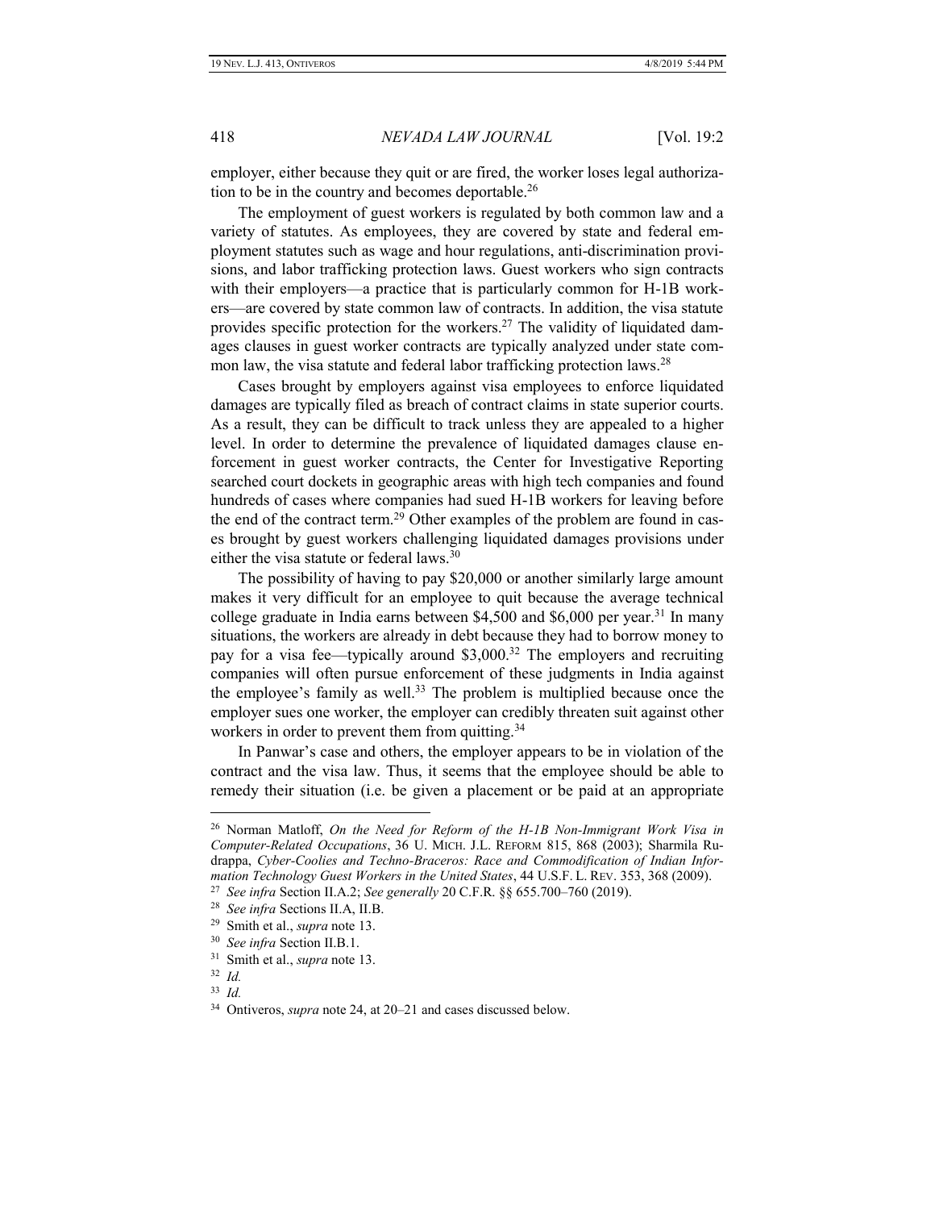employer, either because they quit or are fired, the worker loses legal authorization to be in the country and becomes deportable.[26]

The employment of guest workers is regulated by both common law and a variety of statutes. As employees, they are covered by state and federal employment statutes such as wage and hour regulations, anti-discrimination provisions, and labor trafficking protection laws. Guest workers who sign contracts with their employers—a practice that is particularly common for H-1B workers—are covered by state common law of contracts. In addition, the visa statute provides specific protection for the workers.[27] The validity of liquidated damages clauses in guest worker contracts are typically analyzed under state common law, the visa statute and federal labor trafficking protection laws.[28]

Cases brought by employers against visa employees to enforce liquidated damages are typically filed as breach of contract claims in state superior courts. As a result, they can be difficult to track unless they are appealed to a higher level. In order to determine the prevalence of liquidated damages clause enforcement in guest worker contracts, the Center for Investigative Reporting searched court dockets in geographic areas with high tech companies and found hundreds of cases where companies had sued H-1B workers for leaving before the end of the contract term.[29] Other examples of the problem are found in cases brought by guest workers challenging liquidated damages provisions under either the visa statute or federal laws.[30]

The possibility of having to pay $20,000 or another similarly large amount makes it very difficult for an employee to quit because the average technical college graduate in India earns between $4,500 and $6,000 per year.[31] In many situations, the workers are already in debt because they had to borrow money to pay for a visa fee—typically around $3,000.[32] The employers and recruiting companies will often pursue enforcement of these judgments in India against the employee's family as well.[33] The problem is multiplied because once the employer sues one worker, the employer can credibly threaten suit against other workers in order to prevent them from quitting.[34]

In Panwar's case and others, the employer appears to be in violation of the contract and the visa law. Thus, it seems that the employee should be able to remedy their situation (i.e. be given a placement or be paid at an appropriate

---

[26] Norman Matloff, *On the Need for Reform of the H-1B Non-Immigrant Work Visa in Computer-Related Occupations*, 36 U. MICH. J.L. REFORM 815, 868 (2003); Sharmila Rudrappa, *Cyber-Coolies and Techno-Braceros: Race and Commodification of Indian Information Technology Guest Workers in the United States*, 44 U.S.F. L. REV. 353, 368 (2009).

[27] *See infra* Section II.A.2; *See generally* 20 C.F.R. §§ 655.700–760 (2019).

[28] *See infra* Sections II.A, II.B.

[29] Smith et al., *supra* note 13.

[30] *See infra* Section II.B.1.

[31] Smith et al., *supra* note 13.

[32] *Id.*

[33] *Id.*

[34] Ontiveros, *supra* note 24, at 20–21 and cases discussed below.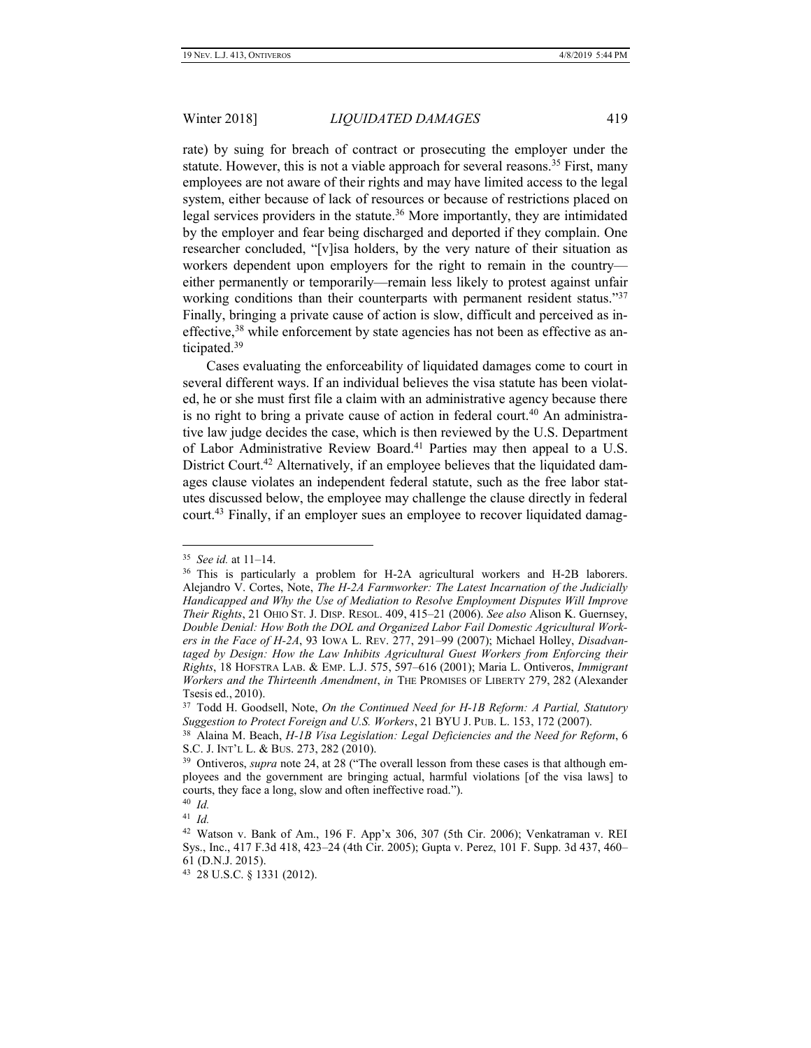rate) by suing for breach of contract or prosecuting the employer under the statute. However, this is not a viable approach for several reasons.[35] First, many employees are not aware of their rights and may have limited access to the legal system, either because of lack of resources or because of restrictions placed on legal services providers in the statute.[36] More importantly, they are intimidated by the employer and fear being discharged and deported if they complain. One researcher concluded, "[v]isa holders, by the very nature of their situation as workers dependent upon employers for the right to remain in the country—either permanently or temporarily—remain less likely to protest against unfair working conditions than their counterparts with permanent resident status."[37] Finally, bringing a private cause of action is slow, difficult and perceived as ineffective,[38] while enforcement by state agencies has not been as effective as anticipated.[39]

Cases evaluating the enforceability of liquidated damages come to court in several different ways. If an individual believes the visa statute has been violated, he or she must first file a claim with an administrative agency because there is no right to bring a private cause of action in federal court.[40] An administrative law judge decides the case, which is then reviewed by the U.S. Department of Labor Administrative Review Board.[41] Parties may then appeal to a U.S. District Court.[42] Alternatively, if an employee believes that the liquidated damages clause violates an independent federal statute, such as the free labor statutes discussed below, the employee may challenge the clause directly in federal court.[43] Finally, if an employer sues an employee to recover liquidated damag-

---

[35] *See id.* at 11–14.

[36] This is particularly a problem for H-2A agricultural workers and H-2B laborers. Alejandro V. Cortes, Note, *The H-2A Farmworker: The Latest Incarnation of the Judicially Handicapped and Why the Use of Mediation to Resolve Employment Disputes Will Improve Their Rights*, 21 OHIO ST. J. DISP. RESOL. 409, 415–21 (2006). *See also* Alison K. Guernsey, *Double Denial: How Both the DOL and Organized Labor Fail Domestic Agricultural Workers in the Face of H-2A*, 93 IOWA L. REV. 277, 291–99 (2007); Michael Holley, *Disadvantaged by Design: How the Law Inhibits Agricultural Guest Workers from Enforcing their Rights*, 18 HOFSTRA LAB. & EMP. L.J. 575, 597–616 (2001); Maria L. Ontiveros, *Immigrant Workers and the Thirteenth Amendment*, *in* THE PROMISES OF LIBERTY 279, 282 (Alexander Tsesis ed., 2010).

[37] Todd H. Goodsell, Note, *On the Continued Need for H-1B Reform: A Partial, Statutory Suggestion to Protect Foreign and U.S. Workers*, 21 BYU J. PUB. L. 153, 172 (2007).

[38] Alaina M. Beach, *H-1B Visa Legislation: Legal Deficiencies and the Need for Reform*, 6 S.C. J. INT'L L. & BUS. 273, 282 (2010).

[39] Ontiveros, *supra* note 24, at 28 ("The overall lesson from these cases is that although employees and the government are bringing actual, harmful violations [of the visa laws] to courts, they face a long, slow and often ineffective road.").

[40] *Id.*

[41] *Id.*

[42] Watson v. Bank of Am., 196 F. App'x 306, 307 (5th Cir. 2006); Venkatraman v. REI Sys., Inc., 417 F.3d 418, 423–24 (4th Cir. 2005); Gupta v. Perez, 101 F. Supp. 3d 437, 460–61 (D.N.J. 2015).

[43] 28 U.S.C. § 1331 (2012).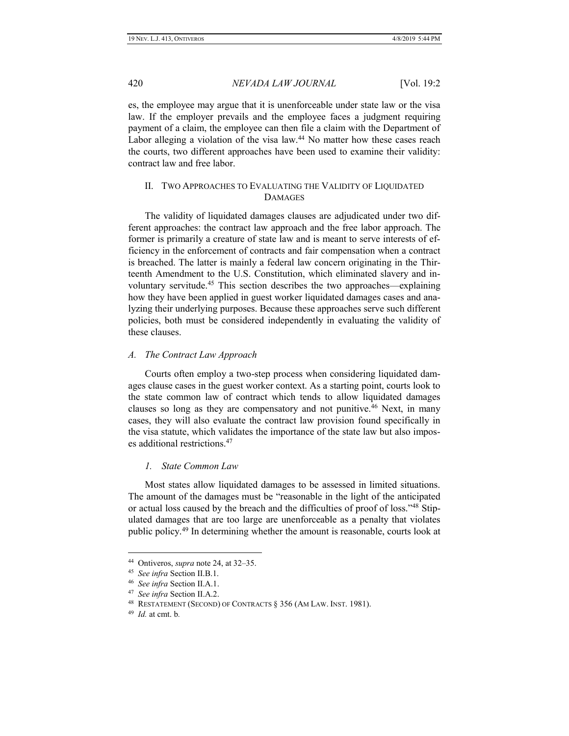es, the employee may argue that it is unenforceable under state law or the visa law. If the employer prevails and the employee faces a judgment requiring payment of a claim, the employee can then file a claim with the Department of Labor alleging a violation of the visa law.[44] No matter how these cases reach the courts, two different approaches have been used to examine their validity: contract law and free labor.

## II. Two Approaches to Evaluating the Validity of Liquidated Damages

The validity of liquidated damages clauses are adjudicated under two different approaches: the contract law approach and the free labor approach. The former is primarily a creature of state law and is meant to serve interests of efficiency in the enforcement of contracts and fair compensation when a contract is breached. The latter is mainly a federal law concern originating in the Thirteenth Amendment to the U.S. Constitution, which eliminated slavery and involuntary servitude.[45] This section describes the two approaches—explaining how they have been applied in guest worker liquidated damages cases and analyzing their underlying purposes. Because these approaches serve such different policies, both must be considered independently in evaluating the validity of these clauses.

### *A. The Contract Law Approach*

Courts often employ a two-step process when considering liquidated damages clause cases in the guest worker context. As a starting point, courts look to the state common law of contract which tends to allow liquidated damages clauses so long as they are compensatory and not punitive.[46] Next, in many cases, they will also evaluate the contract law provision found specifically in the visa statute, which validates the importance of the state law but also imposes additional restrictions.[47]

#### *1. State Common Law*

Most states allow liquidated damages to be assessed in limited situations. The amount of the damages must be "reasonable in the light of the anticipated or actual loss caused by the breach and the difficulties of proof of loss."[48] Stipulated damages that are too large are unenforceable as a penalty that violates public policy.[49] In determining whether the amount is reasonable, courts look at

---

[44] Ontiveros, *supra* note 24, at 32–35.

[45] *See infra* Section II.B.1.

[46] *See infra* Section II.A.1.

[47] *See infra* Section II.A.2.

[48] Restatement (Second) of Contracts § 356 (Am Law. Inst. 1981).

[49] *Id.* at cmt. b.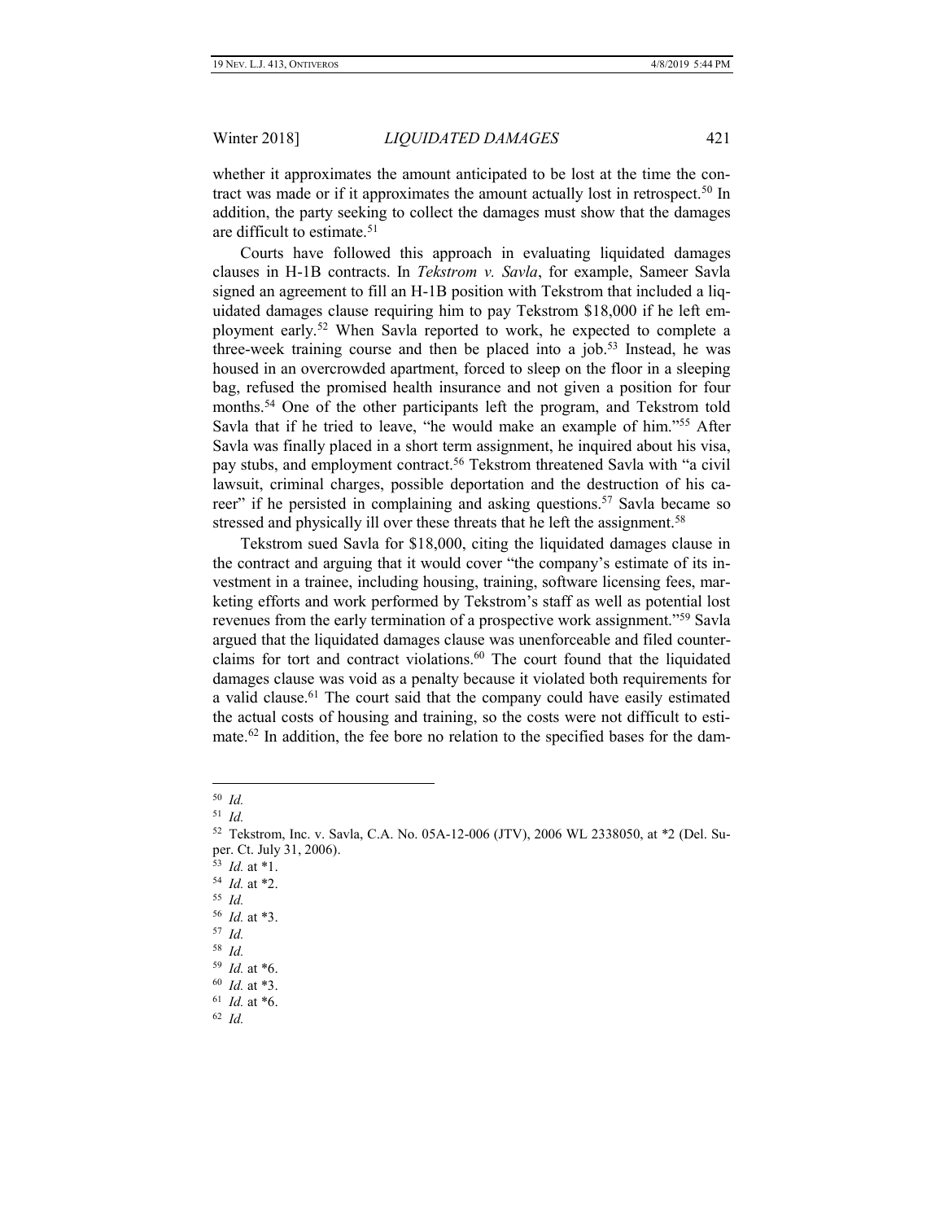whether it approximates the amount anticipated to be lost at the time the contract was made or if it approximates the amount actually lost in retrospect.[50] In addition, the party seeking to collect the damages must show that the damages are difficult to estimate.[51]

Courts have followed this approach in evaluating liquidated damages clauses in H-1B contracts. In *Tekstrom v. Savla*, for example, Sameer Savla signed an agreement to fill an H-1B position with Tekstrom that included a liquidated damages clause requiring him to pay Tekstrom $18,000 if he left employment early.[52] When Savla reported to work, he expected to complete a three-week training course and then be placed into a job.[53] Instead, he was housed in an overcrowded apartment, forced to sleep on the floor in a sleeping bag, refused the promised health insurance and not given a position for four months.[54] One of the other participants left the program, and Tekstrom told Savla that if he tried to leave, "he would make an example of him."[55] After Savla was finally placed in a short term assignment, he inquired about his visa, pay stubs, and employment contract.[56] Tekstrom threatened Savla with "a civil lawsuit, criminal charges, possible deportation and the destruction of his career" if he persisted in complaining and asking questions.[57] Savla became so stressed and physically ill over these threats that he left the assignment.[58]

Tekstrom sued Savla for $18,000, citing the liquidated damages clause in the contract and arguing that it would cover "the company's estimate of its investment in a trainee, including housing, training, software licensing fees, marketing efforts and work performed by Tekstrom's staff as well as potential lost revenues from the early termination of a prospective work assignment."[59] Savla argued that the liquidated damages clause was unenforceable and filed counterclaims for tort and contract violations.[60] The court found that the liquidated damages clause was void as a penalty because it violated both requirements for a valid clause.[61] The court said that the company could have easily estimated the actual costs of housing and training, so the costs were not difficult to estimate.[62] In addition, the fee bore no relation to the specified bases for the dam-

---

[50] *Id.*

[51] *Id.*

[52] Tekstrom, Inc. v. Savla, C.A. No. 05A-12-006 (JTV), 2006 WL 2338050, at *2 (Del. Super. Ct. July 31, 2006).

[53] *Id.* at *1.

[54] *Id.* at *2.

[55] *Id.*

[56] *Id.* at *3.

[57] *Id.*

[58] *Id.*

[59] *Id.* at *6.

[60] *Id.* at *3.

[61] *Id.* at *6.

[62] *Id.*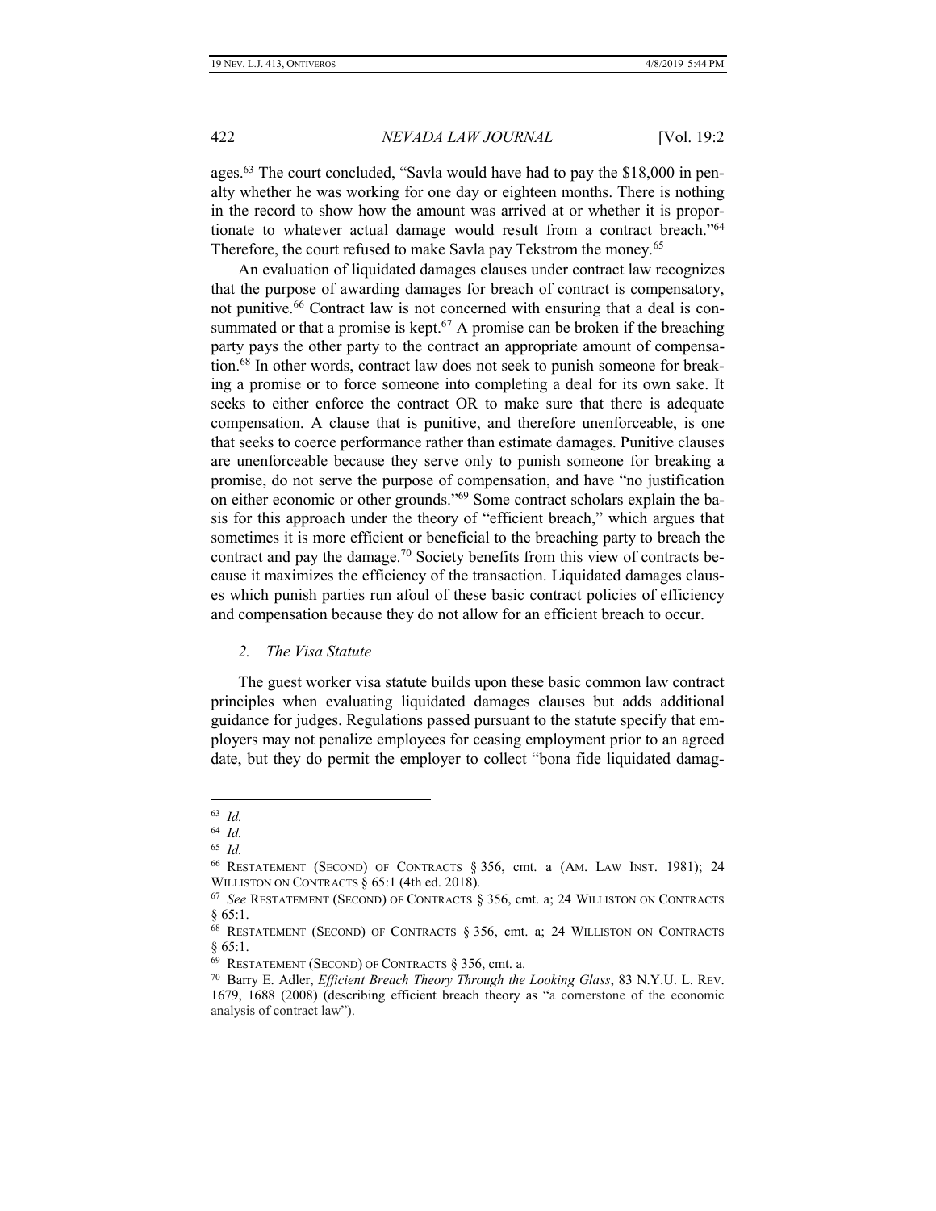ages.[63] The court concluded, "Savla would have had to pay the $18,000 in penalty whether he was working for one day or eighteen months. There is nothing in the record to show how the amount was arrived at or whether it is proportionate to whatever actual damage would result from a contract breach."[64] Therefore, the court refused to make Savla pay Tekstrom the money.[65]

An evaluation of liquidated damages clauses under contract law recognizes that the purpose of awarding damages for breach of contract is compensatory, not punitive.[66] Contract law is not concerned with ensuring that a deal is consummated or that a promise is kept.[67] A promise can be broken if the breaching party pays the other party to the contract an appropriate amount of compensation.[68] In other words, contract law does not seek to punish someone for breaking a promise or to force someone into completing a deal for its own sake. It seeks to either enforce the contract OR to make sure that there is adequate compensation. A clause that is punitive, and therefore unenforceable, is one that seeks to coerce performance rather than estimate damages. Punitive clauses are unenforceable because they serve only to punish someone for breaking a promise, do not serve the purpose of compensation, and have "no justification on either economic or other grounds."[69] Some contract scholars explain the basis for this approach under the theory of "efficient breach," which argues that sometimes it is more efficient or beneficial to the breaching party to breach the contract and pay the damage.[70] Society benefits from this view of contracts because it maximizes the efficiency of the transaction. Liquidated damages clauses which punish parties run afoul of these basic contract policies of efficiency and compensation because they do not allow for an efficient breach to occur.

### *2. The Visa Statute*

The guest worker visa statute builds upon these basic common law contract principles when evaluating liquidated damages clauses but adds additional guidance for judges. Regulations passed pursuant to the statute specify that employers may not penalize employees for ceasing employment prior to an agreed date, but they do permit the employer to collect "bona fide liquidated damag-

---

[63] *Id.*

[64] *Id.*

[65] *Id.*

[66] RESTATEMENT (SECOND) OF CONTRACTS § 356, cmt. a (AM. LAW INST. 1981); 24 WILLISTON ON CONTRACTS § 65:1 (4th ed. 2018).

[67] *See* RESTATEMENT (SECOND) OF CONTRACTS § 356, cmt. a; 24 WILLISTON ON CONTRACTS § 65:1.

[68] RESTATEMENT (SECOND) OF CONTRACTS § 356, cmt. a; 24 WILLISTON ON CONTRACTS § 65:1.

[69] RESTATEMENT (SECOND) OF CONTRACTS § 356, cmt. a.

[70] Barry E. Adler, *Efficient Breach Theory Through the Looking Glass*, 83 N.Y.U. L. REV. 1679, 1688 (2008) (describing efficient breach theory as "a cornerstone of the economic analysis of contract law").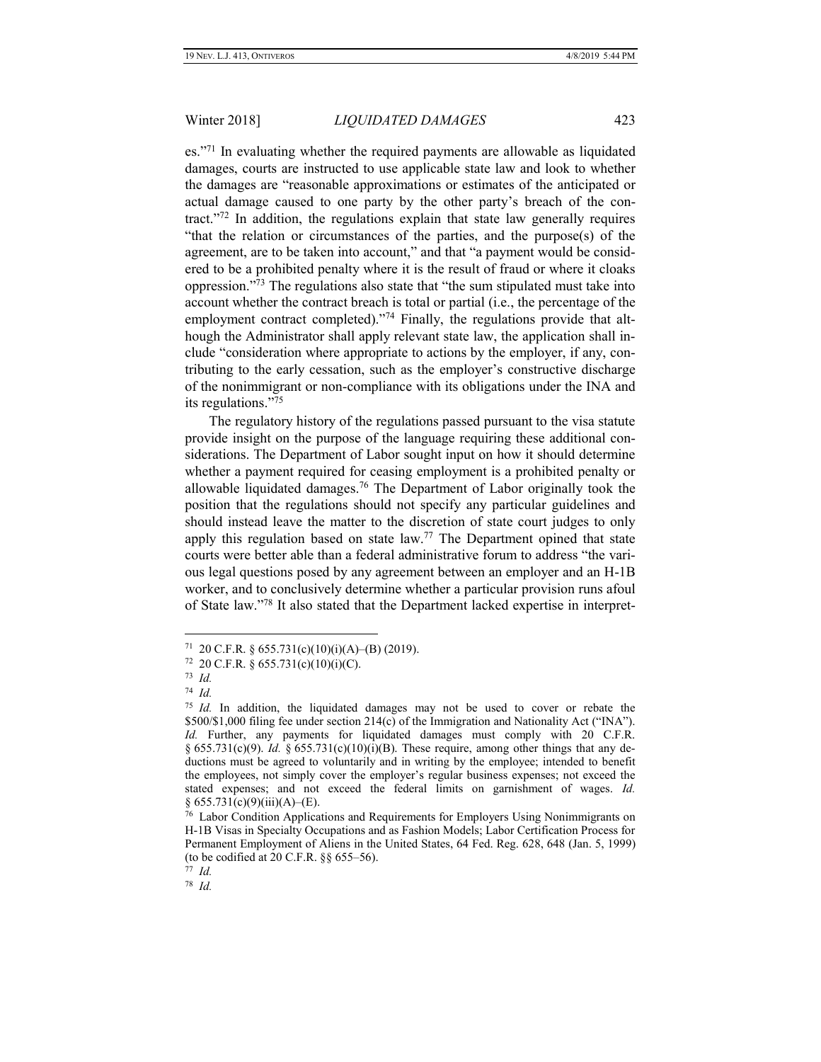es."[71] In evaluating whether the required payments are allowable as liquidated damages, courts are instructed to use applicable state law and look to whether the damages are "reasonable approximations or estimates of the anticipated or actual damage caused to one party by the other party's breach of the contract."[72] In addition, the regulations explain that state law generally requires "that the relation or circumstances of the parties, and the purpose(s) of the agreement, are to be taken into account," and that "a payment would be considered to be a prohibited penalty where it is the result of fraud or where it cloaks oppression."[73] The regulations also state that "the sum stipulated must take into account whether the contract breach is total or partial (i.e., the percentage of the employment contract completed)."[74] Finally, the regulations provide that although the Administrator shall apply relevant state law, the application shall include "consideration where appropriate to actions by the employer, if any, contributing to the early cessation, such as the employer's constructive discharge of the nonimmigrant or non-compliance with its obligations under the INA and its regulations."[75]

The regulatory history of the regulations passed pursuant to the visa statute provide insight on the purpose of the language requiring these additional considerations. The Department of Labor sought input on how it should determine whether a payment required for ceasing employment is a prohibited penalty or allowable liquidated damages.[76] The Department of Labor originally took the position that the regulations should not specify any particular guidelines and should instead leave the matter to the discretion of state court judges to only apply this regulation based on state law.[77] The Department opined that state courts were better able than a federal administrative forum to address "the various legal questions posed by any agreement between an employer and an H-1B worker, and to conclusively determine whether a particular provision runs afoul of State law."[78] It also stated that the Department lacked expertise in interpret-

---

[71] 20 C.F.R. § 655.731(c)(10)(i)(A)–(B) (2019).

[72] 20 C.F.R. § 655.731(c)(10)(i)(C).

[73] *Id.*

[74] *Id.*

[75] *Id.* In addition, the liquidated damages may not be used to cover or rebate the $500/$1,000 filing fee under section 214(c) of the Immigration and Nationality Act ("INA"). *Id.* Further, any payments for liquidated damages must comply with 20 C.F.R. § 655.731(c)(9). *Id.* § 655.731(c)(10)(i)(B). These require, among other things that any deductions must be agreed to voluntarily and in writing by the employee; intended to benefit the employees, not simply cover the employer's regular business expenses; not exceed the stated expenses; and not exceed the federal limits on garnishment of wages. *Id.* § 655.731(c)(9)(iii)(A)–(E).

[76] Labor Condition Applications and Requirements for Employers Using Nonimmigrants on H-1B Visas in Specialty Occupations and as Fashion Models; Labor Certification Process for Permanent Employment of Aliens in the United States, 64 Fed. Reg. 628, 648 (Jan. 5, 1999) (to be codified at 20 C.F.R. §§ 655–56).

[77] *Id.*

[78] *Id.*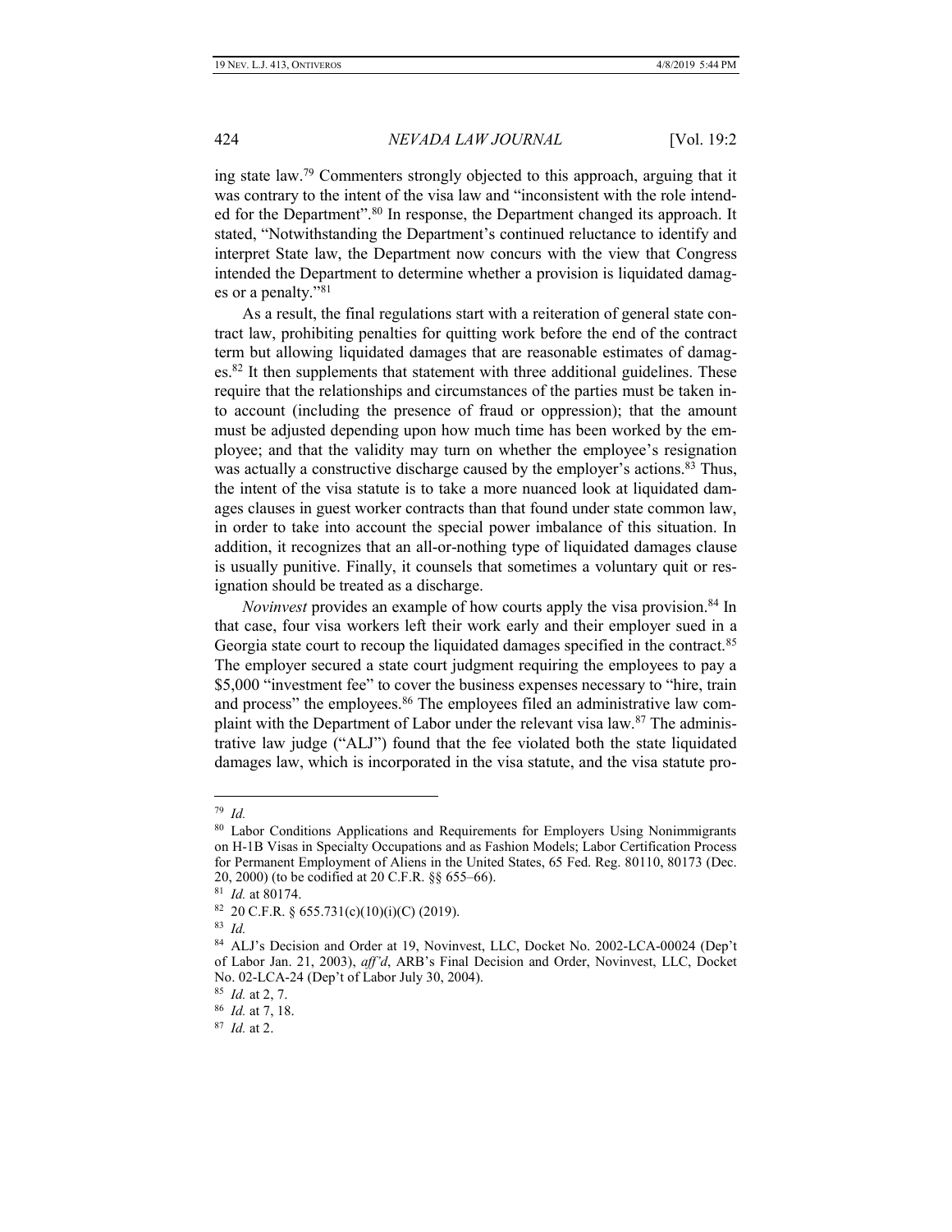ing state law.[79] Commenters strongly objected to this approach, arguing that it was contrary to the intent of the visa law and "inconsistent with the role intended for the Department".[80] In response, the Department changed its approach. It stated, "Notwithstanding the Department's continued reluctance to identify and interpret State law, the Department now concurs with the view that Congress intended the Department to determine whether a provision is liquidated damages or a penalty."[81]

As a result, the final regulations start with a reiteration of general state contract law, prohibiting penalties for quitting work before the end of the contract term but allowing liquidated damages that are reasonable estimates of damages.[82] It then supplements that statement with three additional guidelines. These require that the relationships and circumstances of the parties must be taken into account (including the presence of fraud or oppression); that the amount must be adjusted depending upon how much time has been worked by the employee; and that the validity may turn on whether the employee's resignation was actually a constructive discharge caused by the employer's actions.[83] Thus, the intent of the visa statute is to take a more nuanced look at liquidated damages clauses in guest worker contracts than that found under state common law, in order to take into account the special power imbalance of this situation. In addition, it recognizes that an all-or-nothing type of liquidated damages clause is usually punitive. Finally, it counsels that sometimes a voluntary quit or resignation should be treated as a discharge.

*Novinvest* provides an example of how courts apply the visa provision.[84] In that case, four visa workers left their work early and their employer sued in a Georgia state court to recoup the liquidated damages specified in the contract.[85] The employer secured a state court judgment requiring the employees to pay a $5,000 "investment fee" to cover the business expenses necessary to "hire, train and process" the employees.[86] The employees filed an administrative law complaint with the Department of Labor under the relevant visa law.[87] The administrative law judge ("ALJ") found that the fee violated both the state liquidated damages law, which is incorporated in the visa statute, and the visa statute pro-

---

[79] *Id.*

[80] Labor Conditions Applications and Requirements for Employers Using Nonimmigrants on H-1B Visas in Specialty Occupations and as Fashion Models; Labor Certification Process for Permanent Employment of Aliens in the United States, 65 Fed. Reg. 80110, 80173 (Dec. 20, 2000) (to be codified at 20 C.F.R. §§ 655–66).

[81] *Id.* at 80174.

[82] 20 C.F.R. § 655.731(c)(10)(i)(C) (2019).

[83] *Id.*

[84] ALJ's Decision and Order at 19, Novinvest, LLC, Docket No. 2002-LCA-00024 (Dep't of Labor Jan. 21, 2003), *aff'd*, ARB's Final Decision and Order, Novinvest, LLC, Docket No. 02-LCA-24 (Dep't of Labor July 30, 2004).

[85] *Id.* at 2, 7.

[86] *Id.* at 7, 18.

[87] *Id.* at 2.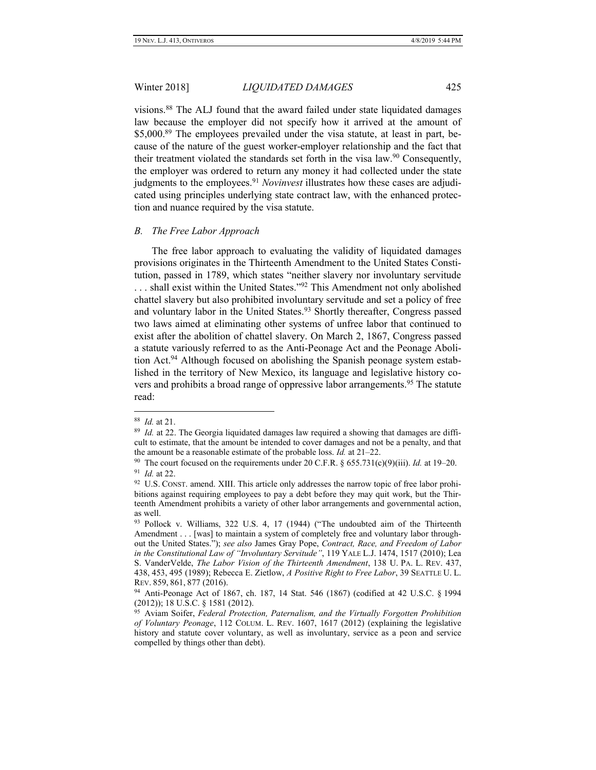visions.[88] The ALJ found that the award failed under state liquidated damages law because the employer did not specify how it arrived at the amount of $5,000.[89] The employees prevailed under the visa statute, at least in part, because of the nature of the guest worker-employer relationship and the fact that their treatment violated the standards set forth in the visa law.[90] Consequently, the employer was ordered to return any money it had collected under the state judgments to the employees.[91] *Novinvest* illustrates how these cases are adjudicated using principles underlying state contract law, with the enhanced protection and nuance required by the visa statute.

### *B. The Free Labor Approach*

The free labor approach to evaluating the validity of liquidated damages provisions originates in the Thirteenth Amendment to the United States Constitution, passed in 1789, which states "neither slavery nor involuntary servitude . . . shall exist within the United States."[92] This Amendment not only abolished chattel slavery but also prohibited involuntary servitude and set a policy of free and voluntary labor in the United States.[93] Shortly thereafter, Congress passed two laws aimed at eliminating other systems of unfree labor that continued to exist after the abolition of chattel slavery. On March 2, 1867, Congress passed a statute variously referred to as the Anti-Peonage Act and the Peonage Abolition Act.[94] Although focused on abolishing the Spanish peonage system established in the territory of New Mexico, its language and legislative history covers and prohibits a broad range of oppressive labor arrangements.[95] The statute read:

---

[88] *Id.* at 21.

[89] *Id.* at 22. The Georgia liquidated damages law required a showing that damages are difficult to estimate, that the amount be intended to cover damages and not be a penalty, and that the amount be a reasonable estimate of the probable loss. *Id.* at 21–22.

[90] The court focused on the requirements under 20 C.F.R. § 655.731(c)(9)(iii). *Id.* at 19–20.

[91] *Id.* at 22.

[92] U.S. CONST. amend. XIII. This article only addresses the narrow topic of free labor prohibitions against requiring employees to pay a debt before they may quit work, but the Thirteenth Amendment prohibits a variety of other labor arrangements and governmental action, as well.

[93] Pollock v. Williams, 322 U.S. 4, 17 (1944) ("The undoubted aim of the Thirteenth Amendment . . . [was] to maintain a system of completely free and voluntary labor throughout the United States."); *see also* James Gray Pope, *Contract, Race, and Freedom of Labor in the Constitutional Law of "Involuntary Servitude"*, 119 YALE L.J. 1474, 1517 (2010); Lea S. VanderVelde, *The Labor Vision of the Thirteenth Amendment*, 138 U. PA. L. REV. 437, 438, 453, 495 (1989); Rebecca E. Zietlow, *A Positive Right to Free Labor*, 39 SEATTLE U. L. REV. 859, 861, 877 (2016).

[94] Anti-Peonage Act of 1867, ch. 187, 14 Stat. 546 (1867) (codified at 42 U.S.C. § 1994 (2012)); 18 U.S.C. § 1581 (2012).

[95] Aviam Soifer, *Federal Protection, Paternalism, and the Virtually Forgotten Prohibition of Voluntary Peonage*, 112 COLUM. L. REV. 1607, 1617 (2012) (explaining the legislative history and statute cover voluntary, as well as involuntary, service as a peon and service compelled by things other than debt).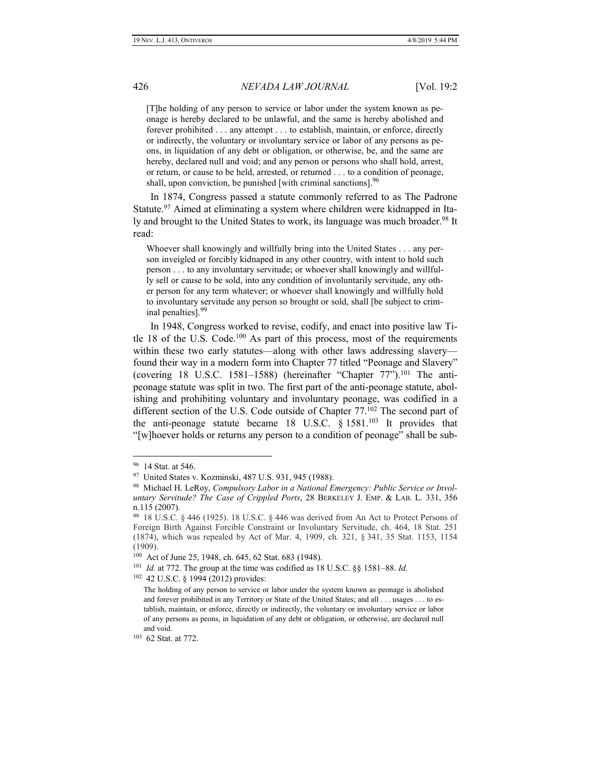> [T]he holding of any person to service or labor under the system known as peonage is hereby declared to be unlawful, and the same is hereby abolished and forever prohibited . . . any attempt . . . to establish, maintain, or enforce, directly or indirectly, the voluntary or involuntary service or labor of any persons as peons, in liquidation of any debt or obligation, or otherwise, be, and the same are hereby, declared null and void; and any person or persons who shall hold, arrest, or return, or cause to be held, arrested, or returned . . . to a condition of peonage, shall, upon conviction, be punished [with criminal sanctions].[96]

In 1874, Congress passed a statute commonly referred to as The Padrone Statute.[97] Aimed at eliminating a system where children were kidnapped in Italy and brought to the United States to work, its language was much broader.[98] It read:

> Whoever shall knowingly and willfully bring into the United States . . . any person inveigled or forcibly kidnaped in any other country, with intent to hold such person . . . to any involuntary servitude; or whoever shall knowingly and willfully sell or cause to be sold, into any condition of involuntarily servitude, any other person for any term whatever; or whoever shall knowingly and willfully hold to involuntary servitude any person so brought or sold, shall [be subject to criminal penalties].[99]

In 1948, Congress worked to revise, codify, and enact into positive law Title 18 of the U.S. Code.[100] As part of this process, most of the requirements within these two early statutes—along with other laws addressing slavery—found their way in a modern form into Chapter 77 titled "Peonage and Slavery" (covering 18 U.S.C. 1581–1588) (hereinafter "Chapter 77").[101] The anti-peonage statute was split in two. The first part of the anti-peonage statute, abolishing and prohibiting voluntary and involuntary peonage, was codified in a different section of the U.S. Code outside of Chapter 77.[102] The second part of the anti-peonage statute became 18 U.S.C. § 1581.[103] It provides that "[w]hoever holds or returns any person to a condition of peonage" shall be sub-

---

[96] 14 Stat. at 546.

[97] United States v. Kozminski, 487 U.S. 931, 945 (1988).

[98] Michael H. LeRoy, *Compulsory Labor in a National Emergency: Public Service or Involuntary Servitude? The Case of Crippled Ports*, 28 BERKELEY J. EMP. & LAB. L. 331, 356 n.115 (2007).

[99] 18 U.S.C. § 446 (1925). 18 U.S.C. § 446 was derived from An Act to Protect Persons of Foreign Birth Against Forcible Constraint or Involuntary Servitude, ch. 464, 18 Stat. 251 (1874), which was repealed by Act of Mar. 4, 1909, ch. 321, § 341, 35 Stat. 1153, 1154 (1909).

[100] Act of June 25, 1948, ch. 645, 62 Stat. 683 (1948).

[101] *Id.* at 772. The group at the time was codified as 18 U.S.C. §§ 1581–88. *Id.*

[102] 42 U.S.C. § 1994 (2012) provides:

> The holding of any person to service or labor under the system known as peonage is abolished and forever prohibited in any Territory or State of the United States; and all . . . usages . . . to establish, maintain, or enforce, directly or indirectly, the voluntary or involuntary service or labor of any persons as peons, in liquidation of any debt or obligation, or otherwise, are declared null and void.

[103] 62 Stat. at 772.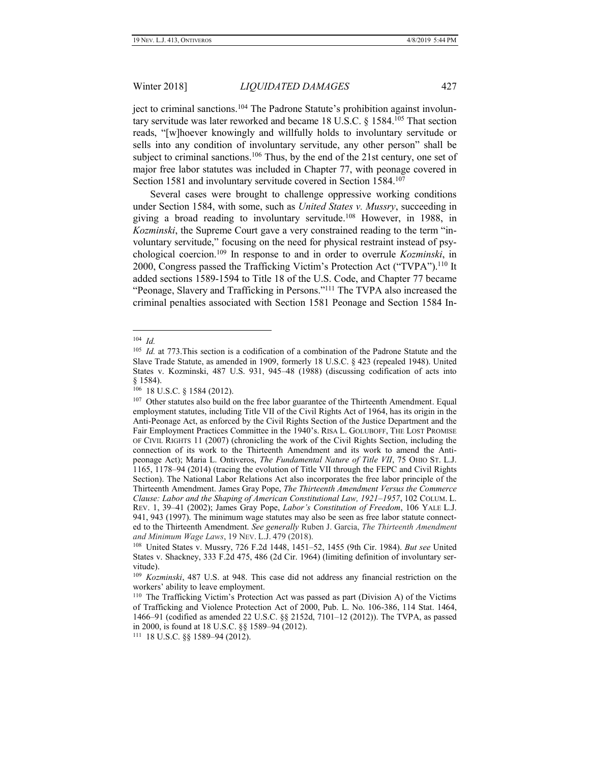ject to criminal sanctions.[104] The Padrone Statute's prohibition against involuntary servitude was later reworked and became 18 U.S.C. § 1584.[105] That section reads, "[w]hoever knowingly and willfully holds to involuntary servitude or sells into any condition of involuntary servitude, any other person" shall be subject to criminal sanctions.[106] Thus, by the end of the 21st century, one set of major free labor statutes was included in Chapter 77, with peonage covered in Section 1581 and involuntary servitude covered in Section 1584.[107]

Several cases were brought to challenge oppressive working conditions under Section 1584, with some, such as *United States v. Mussry*, succeeding in giving a broad reading to involuntary servitude.[108] However, in 1988, in *Kozminski*, the Supreme Court gave a very constrained reading to the term "involuntary servitude," focusing on the need for physical restraint instead of psychological coercion.[109] In response to and in order to overrule *Kozminski*, in 2000, Congress passed the Trafficking Victim's Protection Act ("TVPA").[110] It added sections 1589-1594 to Title 18 of the U.S. Code, and Chapter 77 became "Peonage, Slavery and Trafficking in Persons."[111] The TVPA also increased the criminal penalties associated with Section 1581 Peonage and Section 1584 In-

---

[104] *Id.*

[105] *Id.* at 773.This section is a codification of a combination of the Padrone Statute and the Slave Trade Statute, as amended in 1909, formerly 18 U.S.C. § 423 (repealed 1948). United States v. Kozminski, 487 U.S. 931, 945–48 (1988) (discussing codification of acts into § 1584).

[106] 18 U.S.C. § 1584 (2012).

[107] Other statutes also build on the free labor guarantee of the Thirteenth Amendment. Equal employment statutes, including Title VII of the Civil Rights Act of 1964, has its origin in the Anti-Peonage Act, as enforced by the Civil Rights Section of the Justice Department and the Fair Employment Practices Committee in the 1940's. RISA L. GOLUBOFF, THE LOST PROMISE OF CIVIL RIGHTS 11 (2007) (chronicling the work of the Civil Rights Section, including the connection of its work to the Thirteenth Amendment and its work to amend the Anti-peonage Act); Maria L. Ontiveros, *The Fundamental Nature of Title VII*, 75 OHIO ST. L.J. 1165, 1178–94 (2014) (tracing the evolution of Title VII through the FEPC and Civil Rights Section). The National Labor Relations Act also incorporates the free labor principle of the Thirteenth Amendment. James Gray Pope, *The Thirteenth Amendment Versus the Commerce Clause: Labor and the Shaping of American Constitutional Law, 1921–1957*, 102 COLUM. L. REV. 1, 39–41 (2002); James Gray Pope, *Labor's Constitution of Freedom*, 106 YALE L.J. 941, 943 (1997). The minimum wage statutes may also be seen as free labor statute connected to the Thirteenth Amendment. *See generally* Ruben J. Garcia, *The Thirteenth Amendment and Minimum Wage Laws*, 19 NEV. L.J. 479 (2018).

[108] United States v. Mussry, 726 F.2d 1448, 1451–52, 1455 (9th Cir. 1984). *But see* United States v. Shackney, 333 F.2d 475, 486 (2d Cir. 1964) (limiting definition of involuntary servitude).

[109] *Kozminski*, 487 U.S. at 948. This case did not address any financial restriction on the workers' ability to leave employment.

[110] The Trafficking Victim's Protection Act was passed as part (Division A) of the Victims of Trafficking and Violence Protection Act of 2000, Pub. L. No. 106-386, 114 Stat. 1464, 1466–91 (codified as amended 22 U.S.C. §§ 2152d, 7101–12 (2012)). The TVPA, as passed in 2000, is found at 18 U.S.C. §§ 1589–94 (2012).

[111] 18 U.S.C. §§ 1589–94 (2012).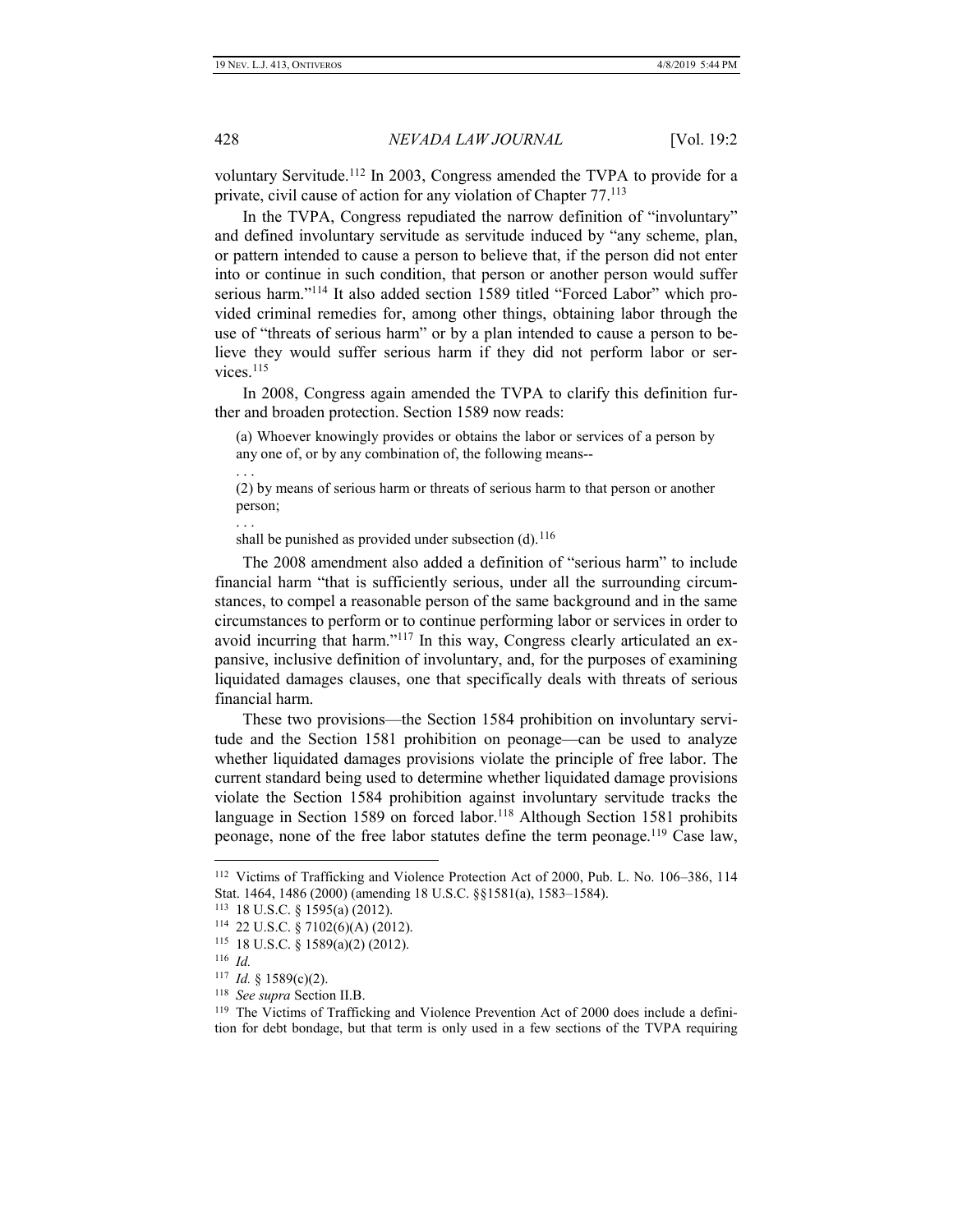voluntary Servitude.[112] In 2003, Congress amended the TVPA to provide for a private, civil cause of action for any violation of Chapter 77.[113]

In the TVPA, Congress repudiated the narrow definition of "involuntary" and defined involuntary servitude as servitude induced by "any scheme, plan, or pattern intended to cause a person to believe that, if the person did not enter into or continue in such condition, that person or another person would suffer serious harm."[114] It also added section 1589 titled "Forced Labor" which provided criminal remedies for, among other things, obtaining labor through the use of "threats of serious harm" or by a plan intended to cause a person to believe they would suffer serious harm if they did not perform labor or services.[115]

In 2008, Congress again amended the TVPA to clarify this definition further and broaden protection. Section 1589 now reads:

> (a) Whoever knowingly provides or obtains the labor or services of a person by any one of, or by any combination of, the following means--
>
> . . .
>
> (2) by means of serious harm or threats of serious harm to that person or another person;
>
> . . .
>
> shall be punished as provided under subsection (d).[116]

The 2008 amendment also added a definition of "serious harm" to include financial harm "that is sufficiently serious, under all the surrounding circumstances, to compel a reasonable person of the same background and in the same circumstances to perform or to continue performing labor or services in order to avoid incurring that harm."[117] In this way, Congress clearly articulated an expansive, inclusive definition of involuntary, and, for the purposes of examining liquidated damages clauses, one that specifically deals with threats of serious financial harm.

These two provisions—the Section 1584 prohibition on involuntary servitude and the Section 1581 prohibition on peonage—can be used to analyze whether liquidated damages provisions violate the principle of free labor. The current standard being used to determine whether liquidated damage provisions violate the Section 1584 prohibition against involuntary servitude tracks the language in Section 1589 on forced labor.[118] Although Section 1581 prohibits peonage, none of the free labor statutes define the term peonage.[119] Case law,

---

[112] Victims of Trafficking and Violence Protection Act of 2000, Pub. L. No. 106–386, 114 Stat. 1464, 1486 (2000) (amending 18 U.S.C. §§1581(a), 1583–1584).

[113] 18 U.S.C. § 1595(a) (2012).

[114] 22 U.S.C. § 7102(6)(A) (2012).

[115] 18 U.S.C. § 1589(a)(2) (2012).

[116] *Id.*

[117] *Id.* § 1589(c)(2).

[118] *See supra* Section II.B.

[119] The Victims of Trafficking and Violence Prevention Act of 2000 does include a definition for debt bondage, but that term is only used in a few sections of the TVPA requiring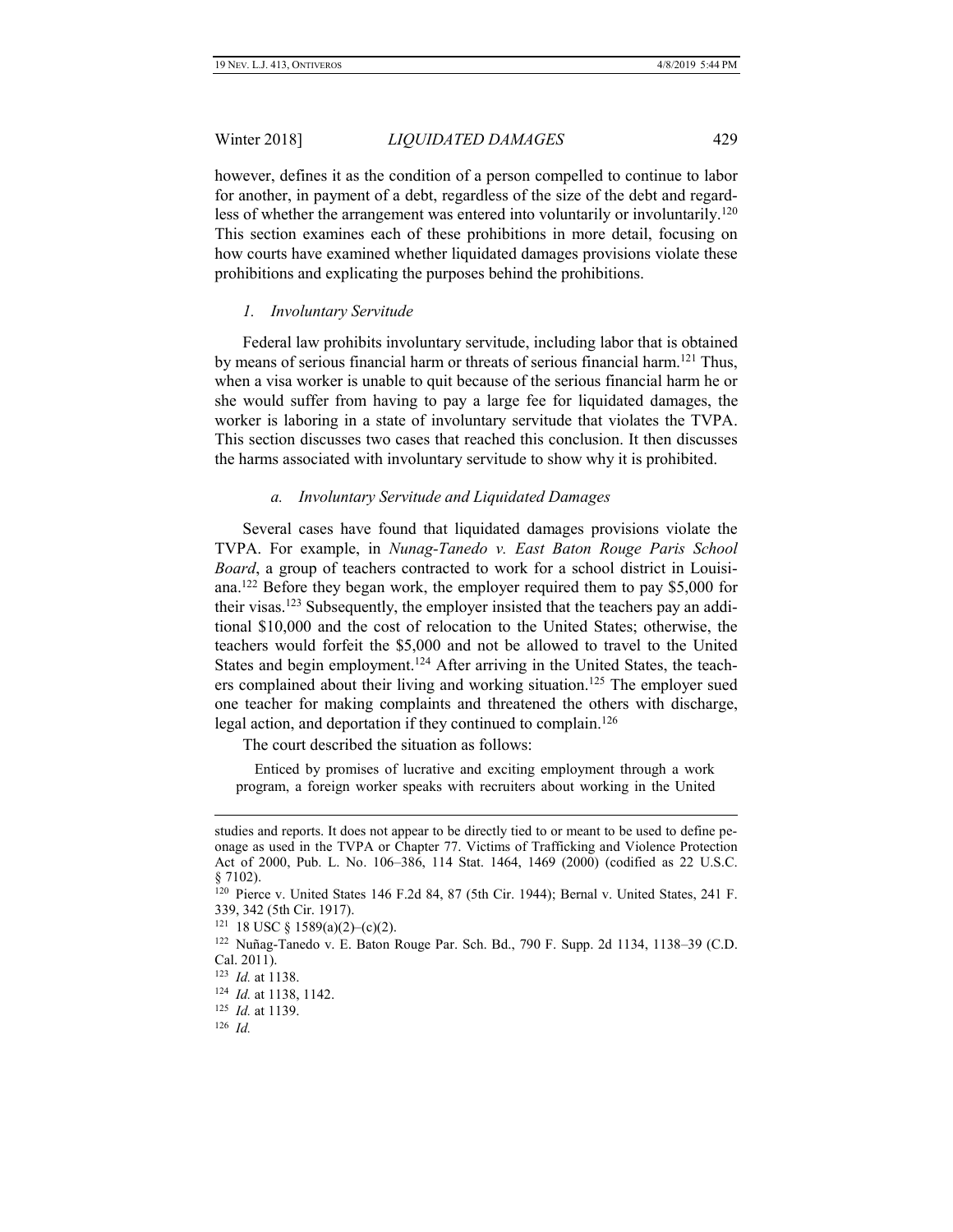however, defines it as the condition of a person compelled to continue to labor for another, in payment of a debt, regardless of the size of the debt and regardless of whether the arrangement was entered into voluntarily or involuntarily.[120] This section examines each of these prohibitions in more detail, focusing on how courts have examined whether liquidated damages provisions violate these prohibitions and explicating the purposes behind the prohibitions.

### *1. Involuntary Servitude*

Federal law prohibits involuntary servitude, including labor that is obtained by means of serious financial harm or threats of serious financial harm.[121] Thus, when a visa worker is unable to quit because of the serious financial harm he or she would suffer from having to pay a large fee for liquidated damages, the worker is laboring in a state of involuntary servitude that violates the TVPA. This section discusses two cases that reached this conclusion. It then discusses the harms associated with involuntary servitude to show why it is prohibited.

#### *a. Involuntary Servitude and Liquidated Damages*

Several cases have found that liquidated damages provisions violate the TVPA. For example, in *Nunag-Tanedo v. East Baton Rouge Paris School Board*, a group of teachers contracted to work for a school district in Louisiana.[122] Before they began work, the employer required them to pay $5,000 for their visas.[123] Subsequently, the employer insisted that the teachers pay an additional $10,000 and the cost of relocation to the United States; otherwise, the teachers would forfeit the $5,000 and not be allowed to travel to the United States and begin employment.[124] After arriving in the United States, the teachers complained about their living and working situation.[125] The employer sued one teacher for making complaints and threatened the others with discharge, legal action, and deportation if they continued to complain.[126]

The court described the situation as follows:

> Enticed by promises of lucrative and exciting employment through a work program, a foreign worker speaks with recruiters about working in the United

---

studies and reports. It does not appear to be directly tied to or meant to be used to define peonage as used in the TVPA or Chapter 77. Victims of Trafficking and Violence Protection Act of 2000, Pub. L. No. 106–386, 114 Stat. 1464, 1469 (2000) (codified as 22 U.S.C. § 7102).

[120] Pierce v. United States 146 F.2d 84, 87 (5th Cir. 1944); Bernal v. United States, 241 F. 339, 342 (5th Cir. 1917).

[121] 18 USC § 1589(a)(2)–(c)(2).

[122] Nuñag-Tanedo v. E. Baton Rouge Par. Sch. Bd., 790 F. Supp. 2d 1134, 1138–39 (C.D. Cal. 2011).

[123] *Id.* at 1138.

[124] *Id.* at 1138, 1142.

[125] *Id.* at 1139.

[126] *Id.*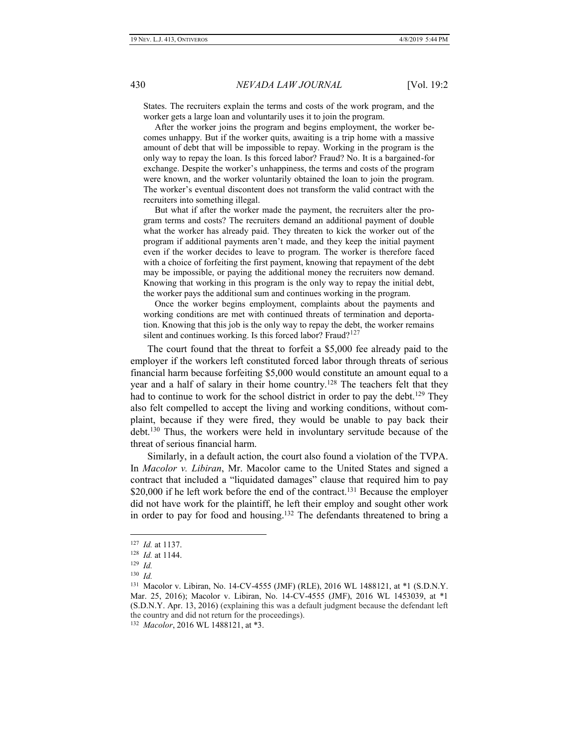> States. The recruiters explain the terms and costs of the work program, and the worker gets a large loan and voluntarily uses it to join the program.
>
> After the worker joins the program and begins employment, the worker becomes unhappy. But if the worker quits, awaiting is a trip home with a massive amount of debt that will be impossible to repay. Working in the program is the only way to repay the loan. Is this forced labor? Fraud? No. It is a bargained-for exchange. Despite the worker's unhappiness, the terms and costs of the program were known, and the worker voluntarily obtained the loan to join the program. The worker's eventual discontent does not transform the valid contract with the recruiters into something illegal.
>
> But what if after the worker made the payment, the recruiters alter the program terms and costs? The recruiters demand an additional payment of double what the worker has already paid. They threaten to kick the worker out of the program if additional payments aren't made, and they keep the initial payment even if the worker decides to leave to program. The worker is therefore faced with a choice of forfeiting the first payment, knowing that repayment of the debt may be impossible, or paying the additional money the recruiters now demand. Knowing that working in this program is the only way to repay the initial debt, the worker pays the additional sum and continues working in the program.
>
> Once the worker begins employment, complaints about the payments and working conditions are met with continued threats of termination and deportation. Knowing that this job is the only way to repay the debt, the worker remains silent and continues working. Is this forced labor? Fraud?[127]

The court found that the threat to forfeit a $5,000 fee already paid to the employer if the workers left constituted forced labor through threats of serious financial harm because forfeiting $5,000 would constitute an amount equal to a year and a half of salary in their home country.[128] The teachers felt that they had to continue to work for the school district in order to pay the debt.[129] They also felt compelled to accept the living and working conditions, without complaint, because if they were fired, they would be unable to pay back their debt.[130] Thus, the workers were held in involuntary servitude because of the threat of serious financial harm.

Similarly, in a default action, the court also found a violation of the TVPA. In *Macolor v. Libiran*, Mr. Macolor came to the United States and signed a contract that included a "liquidated damages" clause that required him to pay $20,000 if he left work before the end of the contract.[131] Because the employer did not have work for the plaintiff, he left their employ and sought other work in order to pay for food and housing.[132] The defendants threatened to bring a

---

[127] *Id.* at 1137.

[128] *Id.* at 1144.

[129] *Id.*

[130] *Id.*

[131] Macolor v. Libiran, No. 14-CV-4555 (JMF) (RLE), 2016 WL 1488121, at *1 (S.D.N.Y. Mar. 25, 2016); Macolor v. Libiran, No. 14-CV-4555 (JMF), 2016 WL 1453039, at *1 (S.D.N.Y. Apr. 13, 2016) (explaining this was a default judgment because the defendant left the country and did not return for the proceedings).

[132] *Macolor*, 2016 WL 1488121, at *3.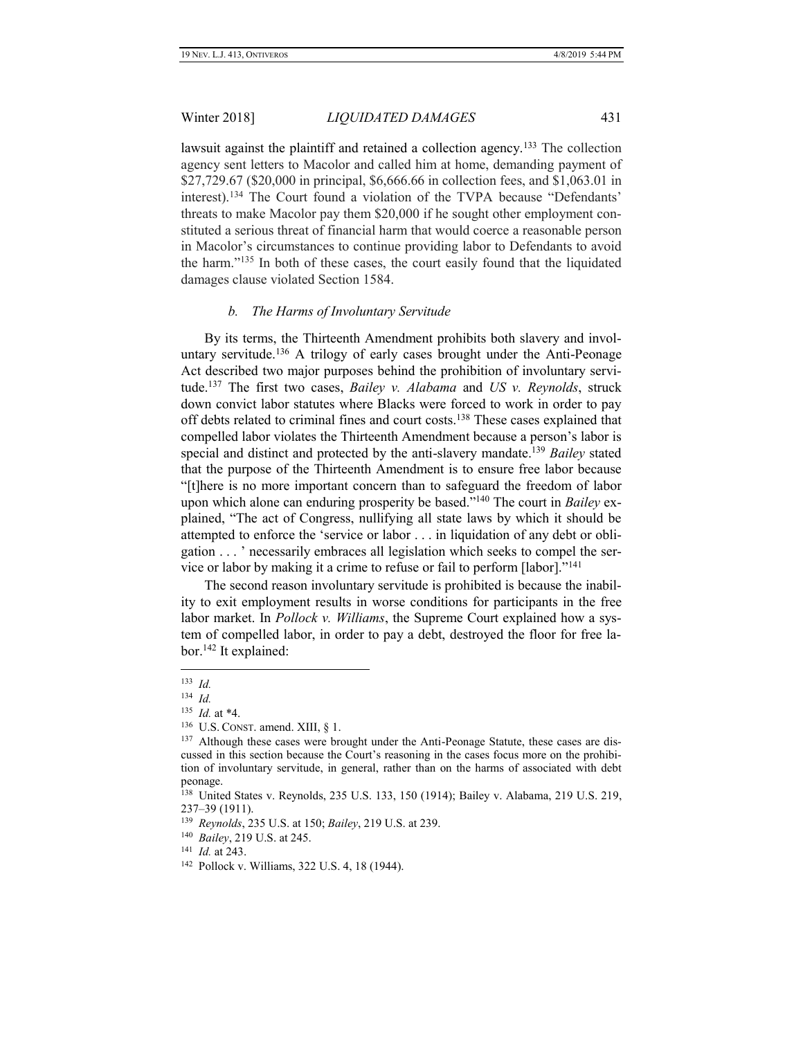lawsuit against the plaintiff and retained a collection agency.[133] The collection agency sent letters to Macolor and called him at home, demanding payment of $27,729.67 ($20,000 in principal, $6,666.66 in collection fees, and $1,063.01 in interest).[134] The Court found a violation of the TVPA because "Defendants' threats to make Macolor pay them $20,000 if he sought other employment constituted a serious threat of financial harm that would coerce a reasonable person in Macolor's circumstances to continue providing labor to Defendants to avoid the harm."[135] In both of these cases, the court easily found that the liquidated damages clause violated Section 1584.

### *b. The Harms of Involuntary Servitude*

By its terms, the Thirteenth Amendment prohibits both slavery and involuntary servitude.[136] A trilogy of early cases brought under the Anti-Peonage Act described two major purposes behind the prohibition of involuntary servitude.[137] The first two cases, *Bailey v. Alabama* and *US v. Reynolds*, struck down convict labor statutes where Blacks were forced to work in order to pay off debts related to criminal fines and court costs.[138] These cases explained that compelled labor violates the Thirteenth Amendment because a person's labor is special and distinct and protected by the anti-slavery mandate.[139] *Bailey* stated that the purpose of the Thirteenth Amendment is to ensure free labor because "[t]here is no more important concern than to safeguard the freedom of labor upon which alone can enduring prosperity be based."[140] The court in *Bailey* explained, "The act of Congress, nullifying all state laws by which it should be attempted to enforce the 'service or labor . . . in liquidation of any debt or obligation . . . ' necessarily embraces all legislation which seeks to compel the service or labor by making it a crime to refuse or fail to perform [labor]."[141]

The second reason involuntary servitude is prohibited is because the inability to exit employment results in worse conditions for participants in the free labor market. In *Pollock v. Williams*, the Supreme Court explained how a system of compelled labor, in order to pay a debt, destroyed the floor for free labor.[142] It explained:

---

[133] *Id.*

[134] *Id.*

[135] *Id.* at *4.

[136] U.S. CONST. amend. XIII, § 1.

[137] Although these cases were brought under the Anti-Peonage Statute, these cases are discussed in this section because the Court's reasoning in the cases focus more on the prohibition of involuntary servitude, in general, rather than on the harms of associated with debt peonage.

[138] United States v. Reynolds, 235 U.S. 133, 150 (1914); Bailey v. Alabama, 219 U.S. 219, 237–39 (1911).

[139] *Reynolds*, 235 U.S. at 150; *Bailey*, 219 U.S. at 239.

[140] *Bailey*, 219 U.S. at 245.

[141] *Id.* at 243.

[142] Pollock v. Williams, 322 U.S. 4, 18 (1944).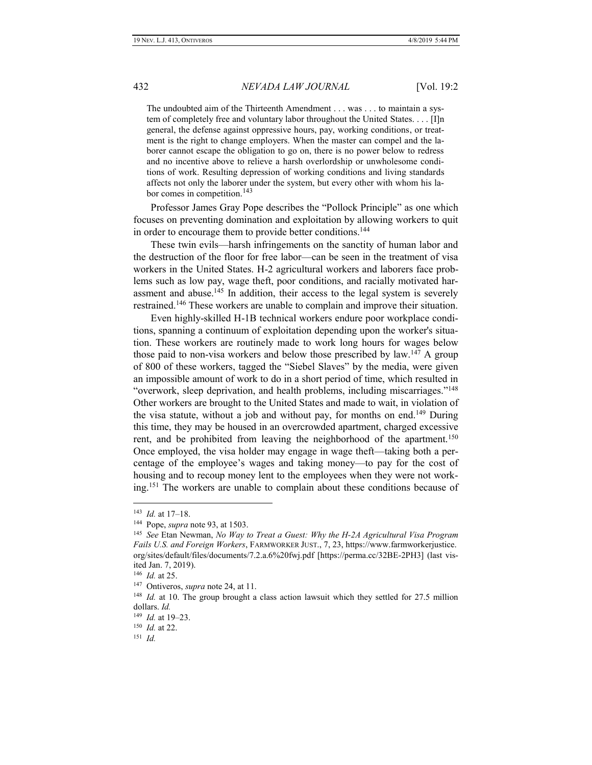> The undoubted aim of the Thirteenth Amendment . . . was . . . to maintain a system of completely free and voluntary labor throughout the United States. . . . [I]n general, the defense against oppressive hours, pay, working conditions, or treatment is the right to change employers. When the master can compel and the laborer cannot escape the obligation to go on, there is no power below to redress and no incentive above to relieve a harsh overlordship or unwholesome conditions of work. Resulting depression of working conditions and living standards affects not only the laborer under the system, but every other with whom his labor comes in competition.[143]

Professor James Gray Pope describes the "Pollock Principle" as one which focuses on preventing domination and exploitation by allowing workers to quit in order to encourage them to provide better conditions.[144]

These twin evils—harsh infringements on the sanctity of human labor and the destruction of the floor for free labor—can be seen in the treatment of visa workers in the United States. H-2 agricultural workers and laborers face problems such as low pay, wage theft, poor conditions, and racially motivated harassment and abuse.[145] In addition, their access to the legal system is severely restrained.[146] These workers are unable to complain and improve their situation.

Even highly-skilled H-1B technical workers endure poor workplace conditions, spanning a continuum of exploitation depending upon the worker's situation. These workers are routinely made to work long hours for wages below those paid to non-visa workers and below those prescribed by law.[147] A group of 800 of these workers, tagged the "Siebel Slaves" by the media, were given an impossible amount of work to do in a short period of time, which resulted in "overwork, sleep deprivation, and health problems, including miscarriages."[148] Other workers are brought to the United States and made to wait, in violation of the visa statute, without a job and without pay, for months on end.[149] During this time, they may be housed in an overcrowded apartment, charged excessive rent, and be prohibited from leaving the neighborhood of the apartment.[150] Once employed, the visa holder may engage in wage theft—taking both a percentage of the employee's wages and taking money—to pay for the cost of housing and to recoup money lent to the employees when they were not working.[151] The workers are unable to complain about these conditions because of

---

[143] *Id.* at 17–18.

[144] Pope, *supra* note 93, at 1503.

[145] *See* Etan Newman, *No Way to Treat a Guest: Why the H-2A Agricultural Visa Program Fails U.S. and Foreign Workers*, FARMWORKER JUST., 7, 23, https://www.farmworkerjustice.org/sites/default/files/documents/7.2.a.6%20fwj.pdf [https://perma.cc/32BE-2PH3] (last visited Jan. 7, 2019).

[146] *Id.* at 25.

[147] Ontiveros, *supra* note 24, at 11.

[148] *Id.* at 10. The group brought a class action lawsuit which they settled for 27.5 million dollars. *Id.*

[149] *Id.* at 19–23.

[150] *Id.* at 22.

[151] *Id.*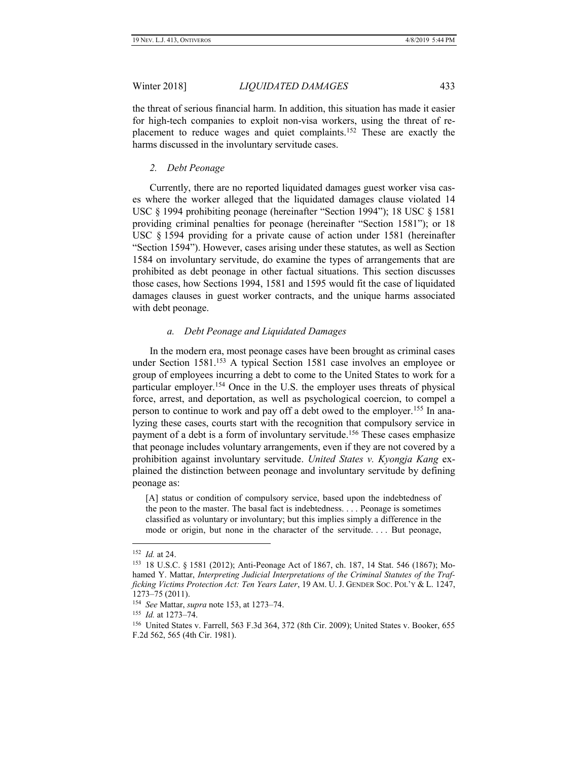the threat of serious financial harm. In addition, this situation has made it easier for high-tech companies to exploit non-visa workers, using the threat of replacement to reduce wages and quiet complaints.[152] These are exactly the harms discussed in the involuntary servitude cases.

### *2. Debt Peonage*

Currently, there are no reported liquidated damages guest worker visa cases where the worker alleged that the liquidated damages clause violated 14 USC § 1994 prohibiting peonage (hereinafter "Section 1994"); 18 USC § 1581 providing criminal penalties for peonage (hereinafter "Section 1581"); or 18 USC § 1594 providing for a private cause of action under 1581 (hereinafter "Section 1594"). However, cases arising under these statutes, as well as Section 1584 on involuntary servitude, do examine the types of arrangements that are prohibited as debt peonage in other factual situations. This section discusses those cases, how Sections 1994, 1581 and 1595 would fit the case of liquidated damages clauses in guest worker contracts, and the unique harms associated with debt peonage.

#### *a. Debt Peonage and Liquidated Damages*

In the modern era, most peonage cases have been brought as criminal cases under Section 1581.[153] A typical Section 1581 case involves an employee or group of employees incurring a debt to come to the United States to work for a particular employer.[154] Once in the U.S. the employer uses threats of physical force, arrest, and deportation, as well as psychological coercion, to compel a person to continue to work and pay off a debt owed to the employer.[155] In analyzing these cases, courts start with the recognition that compulsory service in payment of a debt is a form of involuntary servitude.[156] These cases emphasize that peonage includes voluntary arrangements, even if they are not covered by a prohibition against involuntary servitude. *United States v. Kyongja Kang* explained the distinction between peonage and involuntary servitude by defining peonage as:

> [A] status or condition of compulsory service, based upon the indebtedness of the peon to the master. The basal fact is indebtedness. . . . Peonage is sometimes classified as voluntary or involuntary; but this implies simply a difference in the mode or origin, but none in the character of the servitude. . . . But peonage,

---

[152] *Id.* at 24.

[153] 18 U.S.C. § 1581 (2012); Anti-Peonage Act of 1867, ch. 187, 14 Stat. 546 (1867); Mohamed Y. Mattar, *Interpreting Judicial Interpretations of the Criminal Statutes of the Trafficking Victims Protection Act: Ten Years Later*, 19 AM. U. J. GENDER SOC. POL'Y & L. 1247, 1273–75 (2011).

[154] *See* Mattar, *supra* note 153, at 1273–74.

[155] *Id.* at 1273–74.

[156] United States v. Farrell, 563 F.3d 364, 372 (8th Cir. 2009); United States v. Booker, 655 F.2d 562, 565 (4th Cir. 1981).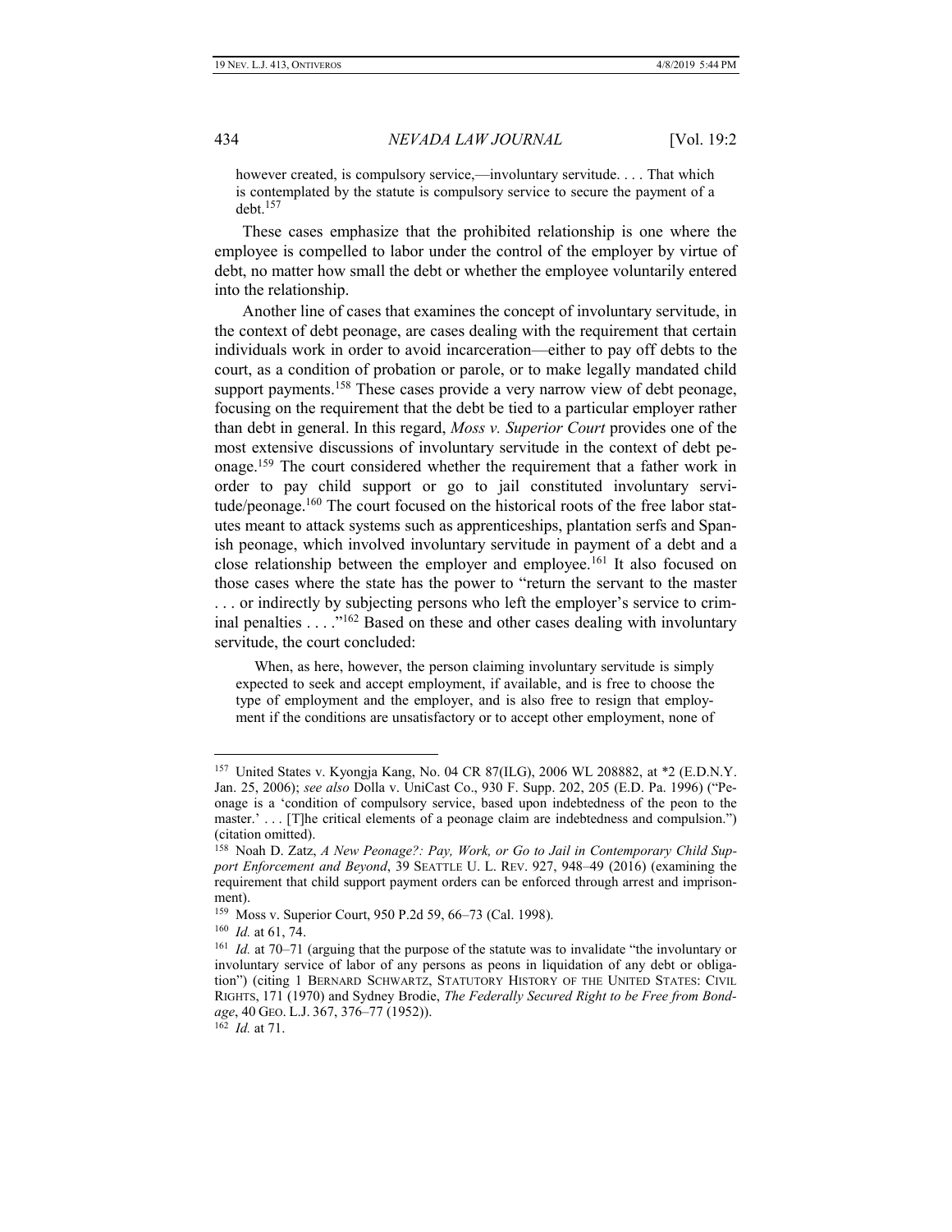> however created, is compulsory service,—involuntary servitude. . . . That which is contemplated by the statute is compulsory service to secure the payment of a debt.[157]

These cases emphasize that the prohibited relationship is one where the employee is compelled to labor under the control of the employer by virtue of debt, no matter how small the debt or whether the employee voluntarily entered into the relationship.

Another line of cases that examines the concept of involuntary servitude, in the context of debt peonage, are cases dealing with the requirement that certain individuals work in order to avoid incarceration—either to pay off debts to the court, as a condition of probation or parole, or to make legally mandated child support payments.[158] These cases provide a very narrow view of debt peonage, focusing on the requirement that the debt be tied to a particular employer rather than debt in general. In this regard, *Moss v. Superior Court* provides one of the most extensive discussions of involuntary servitude in the context of debt peonage.[159] The court considered whether the requirement that a father work in order to pay child support or go to jail constituted involuntary servitude/peonage.[160] The court focused on the historical roots of the free labor statutes meant to attack systems such as apprenticeships, plantation serfs and Spanish peonage, which involved involuntary servitude in payment of a debt and a close relationship between the employer and employee.[161] It also focused on those cases where the state has the power to "return the servant to the master . . . or indirectly by subjecting persons who left the employer's service to criminal penalties . . . ."[162] Based on these and other cases dealing with involuntary servitude, the court concluded:

> When, as here, however, the person claiming involuntary servitude is simply expected to seek and accept employment, if available, and is free to choose the type of employment and the employer, and is also free to resign that employment if the conditions are unsatisfactory or to accept other employment, none of

---

[157] United States v. Kyongja Kang, No. 04 CR 87(ILG), 2006 WL 208882, at *2 (E.D.N.Y. Jan. 25, 2006); *see also* Dolla v. UniCast Co., 930 F. Supp. 202, 205 (E.D. Pa. 1996) ("Peonage is a 'condition of compulsory service, based upon indebtedness of the peon to the master.' . . . [T]he critical elements of a peonage claim are indebtedness and compulsion.") (citation omitted).

[158] Noah D. Zatz, *A New Peonage?: Pay, Work, or Go to Jail in Contemporary Child Support Enforcement and Beyond*, 39 SEATTLE U. L. REV. 927, 948–49 (2016) (examining the requirement that child support payment orders can be enforced through arrest and imprisonment).

[159] Moss v. Superior Court, 950 P.2d 59, 66–73 (Cal. 1998).

[160] *Id.* at 61, 74.

[161] *Id.* at 70–71 (arguing that the purpose of the statute was to invalidate "the involuntary or involuntary service of labor of any persons as peons in liquidation of any debt or obligation") (citing 1 BERNARD SCHWARTZ, STATUTORY HISTORY OF THE UNITED STATES: CIVIL RIGHTS, 171 (1970) and Sydney Brodie, *The Federally Secured Right to be Free from Bondage*, 40 GEO. L.J. 367, 376–77 (1952)).

[162] *Id.* at 71.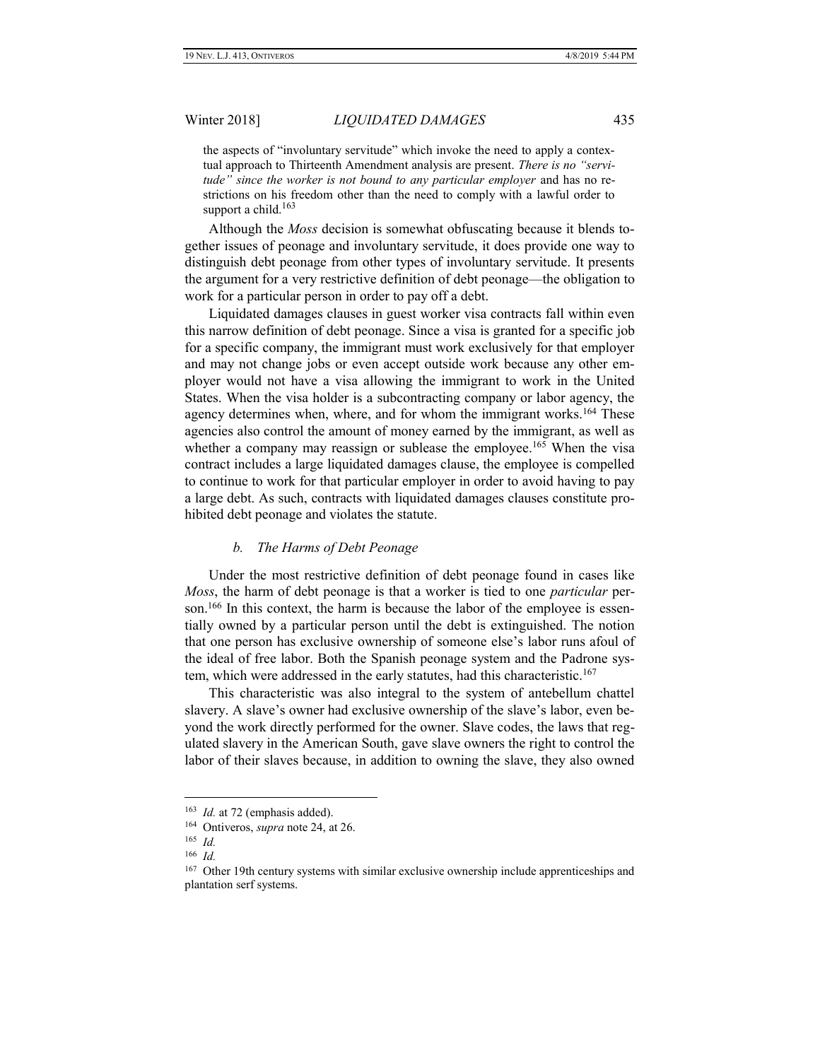> the aspects of "involuntary servitude" which invoke the need to apply a contextual approach to Thirteenth Amendment analysis are present. *There is no "servitude" since the worker is not bound to any particular employer* and has no restrictions on his freedom other than the need to comply with a lawful order to support a child.[163]

Although the *Moss* decision is somewhat obfuscating because it blends together issues of peonage and involuntary servitude, it does provide one way to distinguish debt peonage from other types of involuntary servitude. It presents the argument for a very restrictive definition of debt peonage—the obligation to work for a particular person in order to pay off a debt.

Liquidated damages clauses in guest worker visa contracts fall within even this narrow definition of debt peonage. Since a visa is granted for a specific job for a specific company, the immigrant must work exclusively for that employer and may not change jobs or even accept outside work because any other employer would not have a visa allowing the immigrant to work in the United States. When the visa holder is a subcontracting company or labor agency, the agency determines when, where, and for whom the immigrant works.[164] These agencies also control the amount of money earned by the immigrant, as well as whether a company may reassign or sublease the employee.[165] When the visa contract includes a large liquidated damages clause, the employee is compelled to continue to work for that particular employer in order to avoid having to pay a large debt. As such, contracts with liquidated damages clauses constitute prohibited debt peonage and violates the statute.

### *b. The Harms of Debt Peonage*

Under the most restrictive definition of debt peonage found in cases like *Moss*, the harm of debt peonage is that a worker is tied to one *particular* person.[166] In this context, the harm is because the labor of the employee is essentially owned by a particular person until the debt is extinguished. The notion that one person has exclusive ownership of someone else's labor runs afoul of the ideal of free labor. Both the Spanish peonage system and the Padrone system, which were addressed in the early statutes, had this characteristic.[167]

This characteristic was also integral to the system of antebellum chattel slavery. A slave's owner had exclusive ownership of the slave's labor, even beyond the work directly performed for the owner. Slave codes, the laws that regulated slavery in the American South, gave slave owners the right to control the labor of their slaves because, in addition to owning the slave, they also owned

---

[163] *Id.* at 72 (emphasis added).

[164] Ontiveros, *supra* note 24, at 26.

[165] *Id.*

[166] *Id.*

[167] Other 19th century systems with similar exclusive ownership include apprenticeships and plantation serf systems.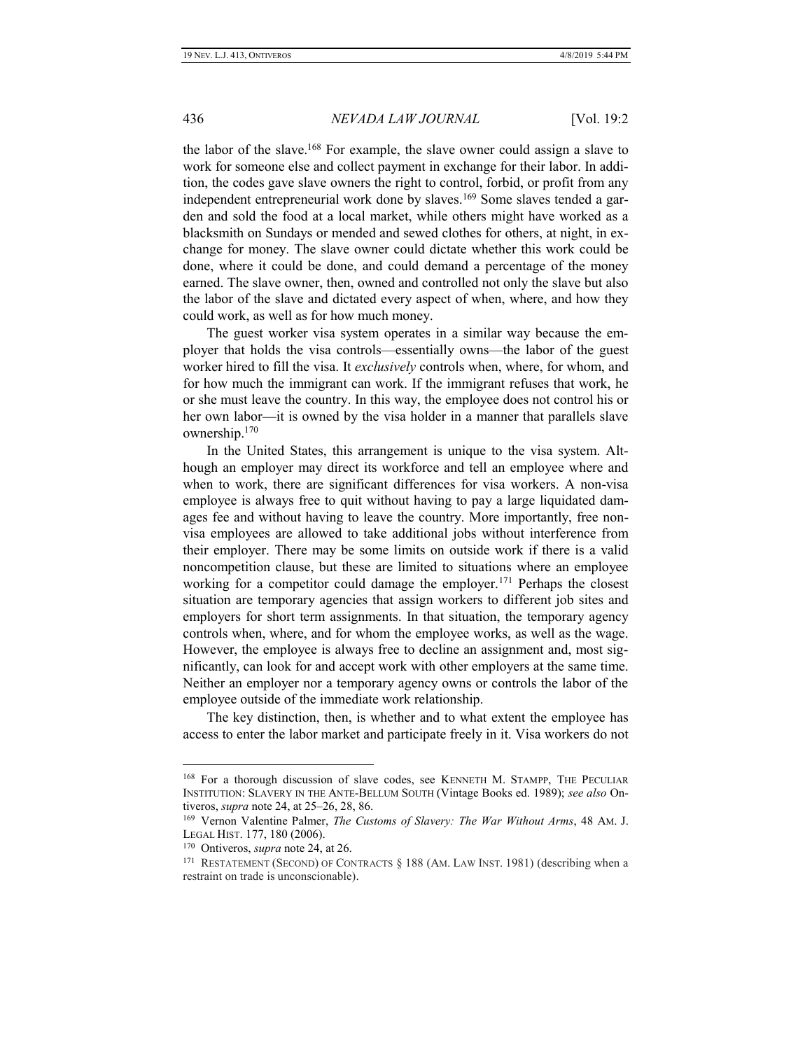the labor of the slave.[168] For example, the slave owner could assign a slave to work for someone else and collect payment in exchange for their labor. In addition, the codes gave slave owners the right to control, forbid, or profit from any independent entrepreneurial work done by slaves.[169] Some slaves tended a garden and sold the food at a local market, while others might have worked as a blacksmith on Sundays or mended and sewed clothes for others, at night, in exchange for money. The slave owner could dictate whether this work could be done, where it could be done, and could demand a percentage of the money earned. The slave owner, then, owned and controlled not only the slave but also the labor of the slave and dictated every aspect of when, where, and how they could work, as well as for how much money.

The guest worker visa system operates in a similar way because the employer that holds the visa controls—essentially owns—the labor of the guest worker hired to fill the visa. It *exclusively* controls when, where, for whom, and for how much the immigrant can work. If the immigrant refuses that work, he or she must leave the country. In this way, the employee does not control his or her own labor—it is owned by the visa holder in a manner that parallels slave ownership.[170]

In the United States, this arrangement is unique to the visa system. Although an employer may direct its workforce and tell an employee where and when to work, there are significant differences for visa workers. A non-visa employee is always free to quit without having to pay a large liquidated damages fee and without having to leave the country. More importantly, free non-visa employees are allowed to take additional jobs without interference from their employer. There may be some limits on outside work if there is a valid noncompetition clause, but these are limited to situations where an employee working for a competitor could damage the employer.[171] Perhaps the closest situation are temporary agencies that assign workers to different job sites and employers for short term assignments. In that situation, the temporary agency controls when, where, and for whom the employee works, as well as the wage. However, the employee is always free to decline an assignment and, most significantly, can look for and accept work with other employers at the same time. Neither an employer nor a temporary agency owns or controls the labor of the employee outside of the immediate work relationship.

The key distinction, then, is whether and to what extent the employee has access to enter the labor market and participate freely in it. Visa workers do not

---

[168] For a thorough discussion of slave codes, see KENNETH M. STAMPP, THE PECULIAR INSTITUTION: SLAVERY IN THE ANTE-BELLUM SOUTH (Vintage Books ed. 1989); *see also* Ontiveros, *supra* note 24, at 25–26, 28, 86.

[169] Vernon Valentine Palmer, *The Customs of Slavery: The War Without Arms*, 48 AM. J. LEGAL HIST. 177, 180 (2006).

[170] Ontiveros, *supra* note 24, at 26.

[171] RESTATEMENT (SECOND) OF CONTRACTS § 188 (AM. LAW INST. 1981) (describing when a restraint on trade is unconscionable).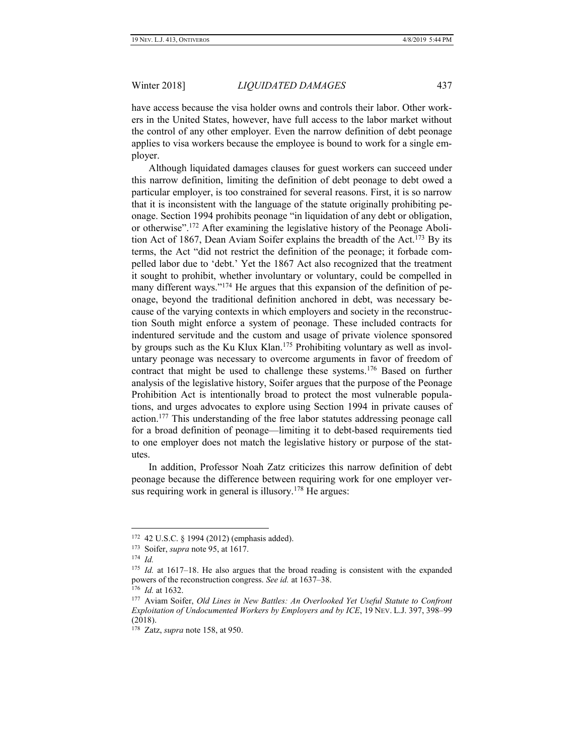have access because the visa holder owns and controls their labor. Other workers in the United States, however, have full access to the labor market without the control of any other employer. Even the narrow definition of debt peonage applies to visa workers because the employee is bound to work for a single employer.

Although liquidated damages clauses for guest workers can succeed under this narrow definition, limiting the definition of debt peonage to debt owed a particular employer, is too constrained for several reasons. First, it is so narrow that it is inconsistent with the language of the statute originally prohibiting peonage. Section 1994 prohibits peonage "in liquidation of any debt or obligation, or otherwise".[172] After examining the legislative history of the Peonage Abolition Act of 1867, Dean Aviam Soifer explains the breadth of the Act.[173] By its terms, the Act "did not restrict the definition of the peonage; it forbade compelled labor due to 'debt.' Yet the 1867 Act also recognized that the treatment it sought to prohibit, whether involuntary or voluntary, could be compelled in many different ways."[174] He argues that this expansion of the definition of peonage, beyond the traditional definition anchored in debt, was necessary because of the varying contexts in which employers and society in the reconstruction South might enforce a system of peonage. These included contracts for indentured servitude and the custom and usage of private violence sponsored by groups such as the Ku Klux Klan.[175] Prohibiting voluntary as well as involuntary peonage was necessary to overcome arguments in favor of freedom of contract that might be used to challenge these systems.[176] Based on further analysis of the legislative history, Soifer argues that the purpose of the Peonage Prohibition Act is intentionally broad to protect the most vulnerable populations, and urges advocates to explore using Section 1994 in private causes of action.[177] This understanding of the free labor statutes addressing peonage call for a broad definition of peonage—limiting it to debt-based requirements tied to one employer does not match the legislative history or purpose of the statutes.

In addition, Professor Noah Zatz criticizes this narrow definition of debt peonage because the difference between requiring work for one employer versus requiring work in general is illusory.[178] He argues:

---

[172] 42 U.S.C. § 1994 (2012) (emphasis added).

[173] Soifer, *supra* note 95, at 1617.

[174] *Id.*

[175] *Id.* at 1617–18. He also argues that the broad reading is consistent with the expanded powers of the reconstruction congress. *See id.* at 1637–38.

[176] *Id.* at 1632.

[177] Aviam Soifer, *Old Lines in New Battles: An Overlooked Yet Useful Statute to Confront Exploitation of Undocumented Workers by Employers and by ICE*, 19 NEV. L.J. 397, 398–99 (2018).

[178] Zatz, *supra* note 158, at 950.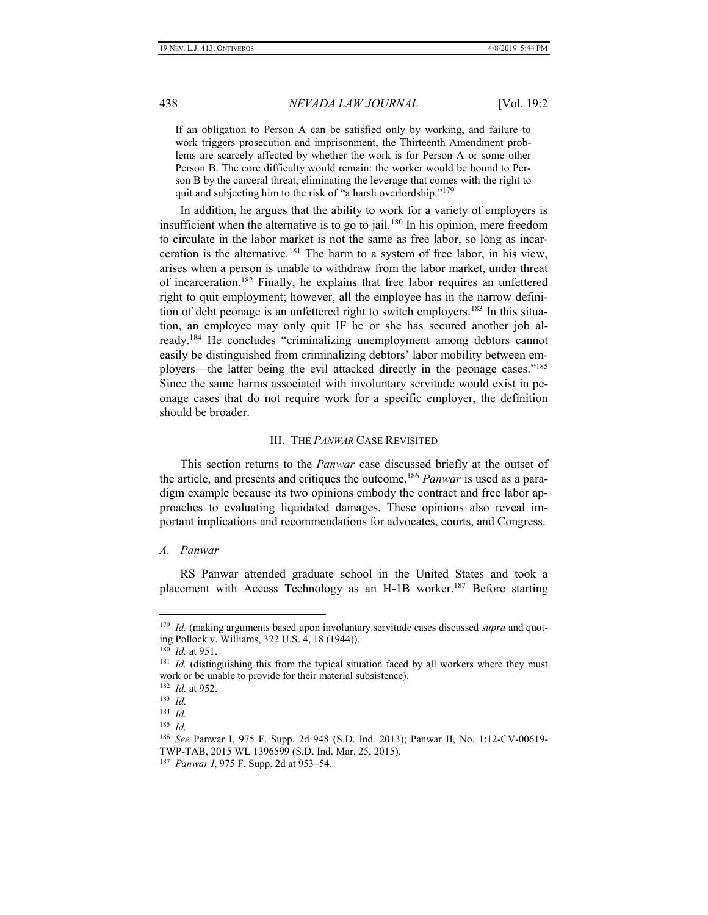> If an obligation to Person A can be satisfied only by working, and failure to work triggers prosecution and imprisonment, the Thirteenth Amendment problems are scarcely affected by whether the work is for Person A or some other Person B. The core difficulty would remain: the worker would be bound to Person B by the carceral threat, eliminating the leverage that comes with the right to quit and subjecting him to the risk of "a harsh overlordship."[179]

In addition, he argues that the ability to work for a variety of employers is insufficient when the alternative is to go to jail.[180] In his opinion, mere freedom to circulate in the labor market is not the same as free labor, so long as incarceration is the alternative.[181] The harm to a system of free labor, in his view, arises when a person is unable to withdraw from the labor market, under threat of incarceration.[182] Finally, he explains that free labor requires an unfettered right to quit employment; however, all the employee has in the narrow definition of debt peonage is an unfettered right to switch employers.[183] In this situation, an employee may only quit IF he or she has secured another job already.[184] He concludes "criminalizing unemployment among debtors cannot easily be distinguished from criminalizing debtors' labor mobility between employers—the latter being the evil attacked directly in the peonage cases."[185] Since the same harms associated with involuntary servitude would exist in peonage cases that do not require work for a specific employer, the definition should be broader.

## III. THE *PANWAR* CASE REVISITED

This section returns to the *Panwar* case discussed briefly at the outset of the article, and presents and critiques the outcome.[186] *Panwar* is used as a paradigm example because its two opinions embody the contract and free labor approaches to evaluating liquidated damages. These opinions also reveal important implications and recommendations for advocates, courts, and Congress.

### *A. Panwar*

RS Panwar attended graduate school in the United States and took a placement with Access Technology as an H-1B worker.[187] Before starting

---

[179] *Id.* (making arguments based upon involuntary servitude cases discussed *supra* and quoting Pollock v. Williams, 322 U.S. 4, 18 (1944)).

[180] *Id.* at 951.

[181] *Id.* (distinguishing this from the typical situation faced by all workers where they must work or be unable to provide for their material subsistence).

[182] *Id.* at 952.

[183] *Id.*

[184] *Id.*

[185] *Id.*

[186] *See* Panwar I, 975 F. Supp. 2d 948 (S.D. Ind. 2013); Panwar II, No. 1:12-CV-00619-TWP-TAB, 2015 WL 1396599 (S.D. Ind. Mar. 25, 2015).

[187] *Panwar I*, 975 F. Supp. 2d at 953–54.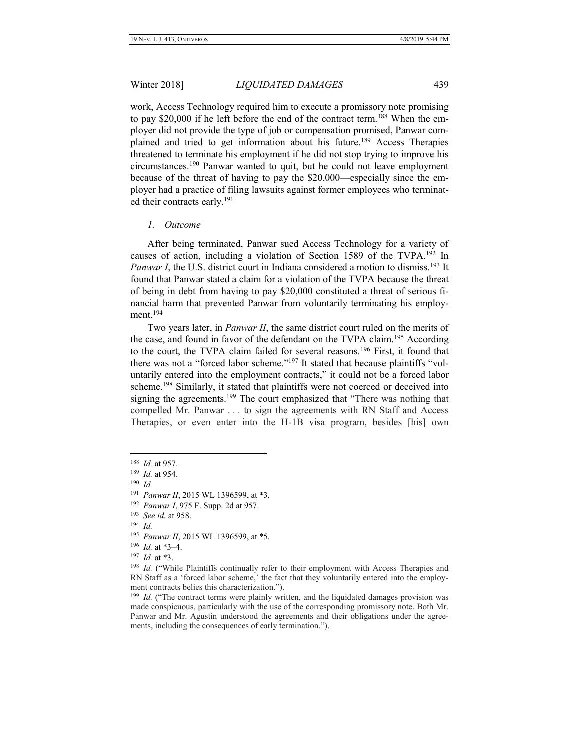work, Access Technology required him to execute a promissory note promising to pay $20,000 if he left before the end of the contract term.[188] When the employer did not provide the type of job or compensation promised, Panwar complained and tried to get information about his future.[189] Access Therapies threatened to terminate his employment if he did not stop trying to improve his circumstances.[190] Panwar wanted to quit, but he could not leave employment because of the threat of having to pay the $20,000—especially since the employer had a practice of filing lawsuits against former employees who terminated their contracts early.[191]

### *1. Outcome*

After being terminated, Panwar sued Access Technology for a variety of causes of action, including a violation of Section 1589 of the TVPA.[192] In *Panwar I*, the U.S. district court in Indiana considered a motion to dismiss.[193] It found that Panwar stated a claim for a violation of the TVPA because the threat of being in debt from having to pay $20,000 constituted a threat of serious financial harm that prevented Panwar from voluntarily terminating his employment.[194]

Two years later, in *Panwar II*, the same district court ruled on the merits of the case, and found in favor of the defendant on the TVPA claim.[195] According to the court, the TVPA claim failed for several reasons.[196] First, it found that there was not a "forced labor scheme."[197] It stated that because plaintiffs "voluntarily entered into the employment contracts," it could not be a forced labor scheme.[198] Similarly, it stated that plaintiffs were not coerced or deceived into signing the agreements.[199] The court emphasized that "There was nothing that compelled Mr. Panwar . . . to sign the agreements with RN Staff and Access Therapies, or even enter into the H-1B visa program, besides [his] own

---

[188] *Id.* at 957.

[189] *Id.* at 954.

[190] *Id.*

[191] *Panwar II*, 2015 WL 1396599, at *3.

[192] *Panwar I*, 975 F. Supp. 2d at 957.

[193] *See id.* at 958.

[194] *Id.*

[195] *Panwar II*, 2015 WL 1396599, at *5.

[196] *Id.* at *3–4.

[197] *Id.* at *3.

[198] *Id.* ("While Plaintiffs continually refer to their employment with Access Therapies and RN Staff as a 'forced labor scheme,' the fact that they voluntarily entered into the employment contracts belies this characterization.").

[199] *Id.* ("The contract terms were plainly written, and the liquidated damages provision was made conspicuous, particularly with the use of the corresponding promissory note. Both Mr. Panwar and Mr. Agustin understood the agreements and their obligations under the agreements, including the consequences of early termination.").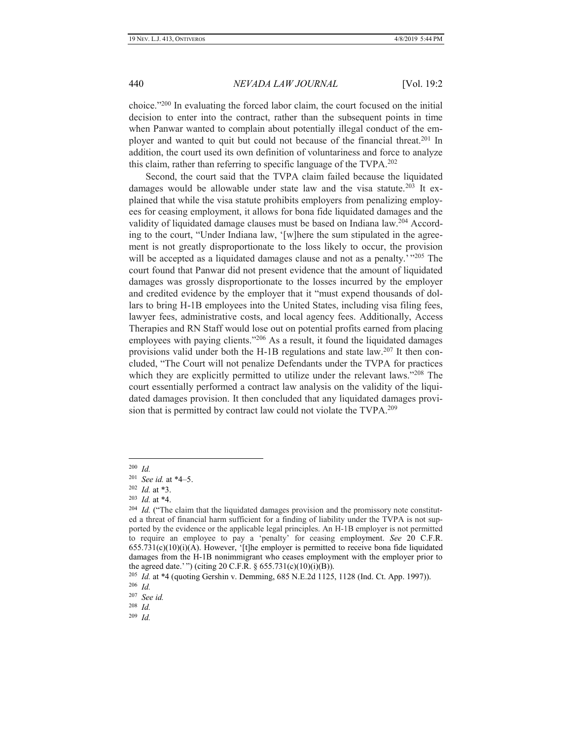choice."[200] In evaluating the forced labor claim, the court focused on the initial decision to enter into the contract, rather than the subsequent points in time when Panwar wanted to complain about potentially illegal conduct of the employer and wanted to quit but could not because of the financial threat.[201] In addition, the court used its own definition of voluntariness and force to analyze this claim, rather than referring to specific language of the TVPA.[202]

Second, the court said that the TVPA claim failed because the liquidated damages would be allowable under state law and the visa statute.[203] It explained that while the visa statute prohibits employers from penalizing employees for ceasing employment, it allows for bona fide liquidated damages and the validity of liquidated damage clauses must be based on Indiana law.[204] According to the court, "Under Indiana law, '[w]here the sum stipulated in the agreement is not greatly disproportionate to the loss likely to occur, the provision will be accepted as a liquidated damages clause and not as a penalty.' "[205] The court found that Panwar did not present evidence that the amount of liquidated damages was grossly disproportionate to the losses incurred by the employer and credited evidence by the employer that it "must expend thousands of dollars to bring H-1B employees into the United States, including visa filing fees, lawyer fees, administrative costs, and local agency fees. Additionally, Access Therapies and RN Staff would lose out on potential profits earned from placing employees with paying clients."[206] As a result, it found the liquidated damages provisions valid under both the H-1B regulations and state law.[207] It then concluded, "The Court will not penalize Defendants under the TVPA for practices which they are explicitly permitted to utilize under the relevant laws."[208] The court essentially performed a contract law analysis on the validity of the liquidated damages provision. It then concluded that any liquidated damages provision that is permitted by contract law could not violate the TVPA.[209]

---

[200] *Id.*

[201] *See id.* at \*4–5.

[202] *Id.* at \*3.

[203] *Id.* at \*4.

[204] *Id.* ("The claim that the liquidated damages provision and the promissory note constituted a threat of financial harm sufficient for a finding of liability under the TVPA is not supported by the evidence or the applicable legal principles. An H-1B employer is not permitted to require an employee to pay a 'penalty' for ceasing employment. *See* 20 C.F.R. 655.731(c)(10)(i)(A). However, '[t]he employer is permitted to receive bona fide liquidated damages from the H-1B nonimmigrant who ceases employment with the employer prior to the agreed date.' ") (citing 20 C.F.R. § 655.731(c)(10)(i)(B)).

[205] *Id.* at \*4 (quoting Gershin v. Demming, 685 N.E.2d 1125, 1128 (Ind. Ct. App. 1997)).

[206] *Id.*

[207] *See id.*

[208] *Id.*

[209] *Id.*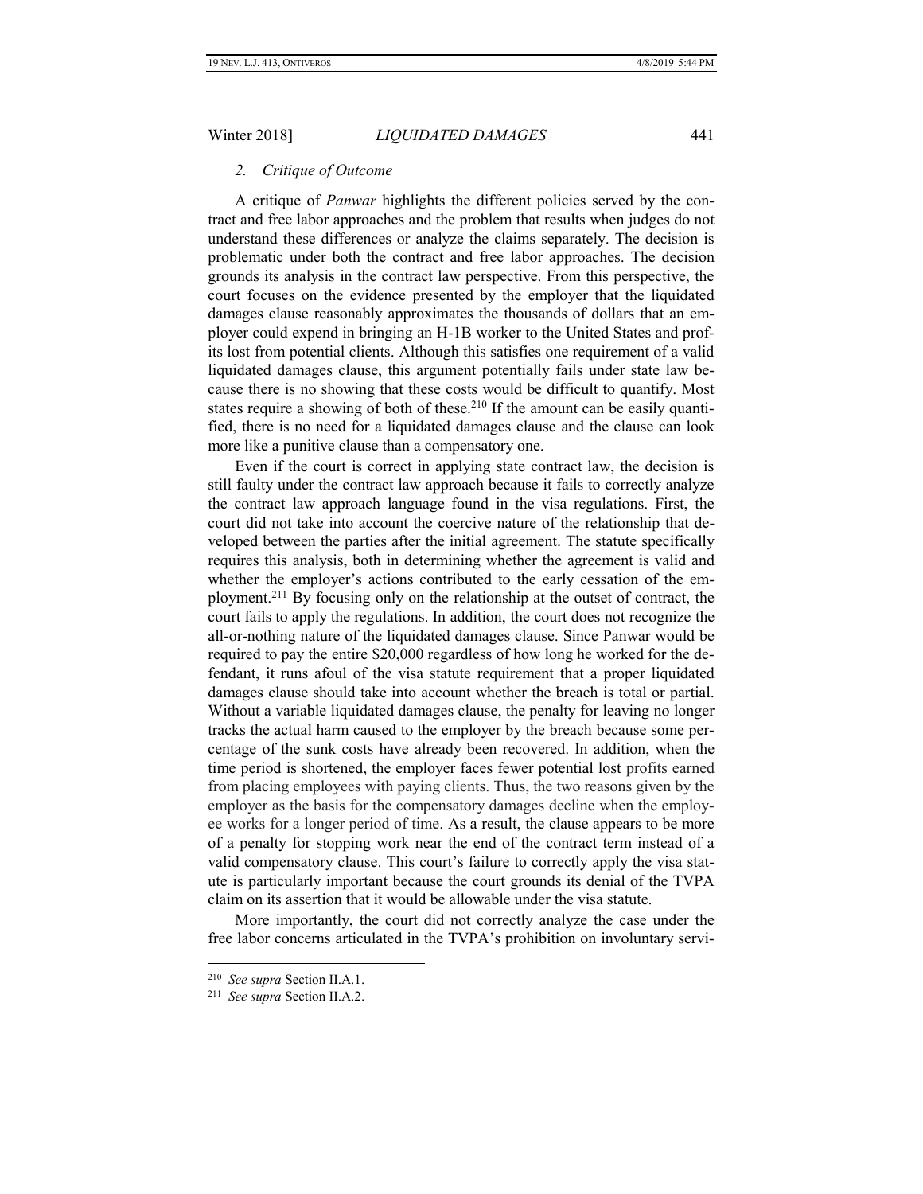### 2. *Critique of Outcome*

A critique of *Panwar* highlights the different policies served by the contract and free labor approaches and the problem that results when judges do not understand these differences or analyze the claims separately. The decision is problematic under both the contract and free labor approaches. The decision grounds its analysis in the contract law perspective. From this perspective, the court focuses on the evidence presented by the employer that the liquidated damages clause reasonably approximates the thousands of dollars that an employer could expend in bringing an H-1B worker to the United States and profits lost from potential clients. Although this satisfies one requirement of a valid liquidated damages clause, this argument potentially fails under state law because there is no showing that these costs would be difficult to quantify. Most states require a showing of both of these.[210] If the amount can be easily quantified, there is no need for a liquidated damages clause and the clause can look more like a punitive clause than a compensatory one.

Even if the court is correct in applying state contract law, the decision is still faulty under the contract law approach because it fails to correctly analyze the contract law approach language found in the visa regulations. First, the court did not take into account the coercive nature of the relationship that developed between the parties after the initial agreement. The statute specifically requires this analysis, both in determining whether the agreement is valid and whether the employer's actions contributed to the early cessation of the employment.[211] By focusing only on the relationship at the outset of contract, the court fails to apply the regulations. In addition, the court does not recognize the all-or-nothing nature of the liquidated damages clause. Since Panwar would be required to pay the entire $20,000 regardless of how long he worked for the defendant, it runs afoul of the visa statute requirement that a proper liquidated damages clause should take into account whether the breach is total or partial. Without a variable liquidated damages clause, the penalty for leaving no longer tracks the actual harm caused to the employer by the breach because some percentage of the sunk costs have already been recovered. In addition, when the time period is shortened, the employer faces fewer potential lost profits earned from placing employees with paying clients. Thus, the two reasons given by the employer as the basis for the compensatory damages decline when the employee works for a longer period of time. As a result, the clause appears to be more of a penalty for stopping work near the end of the contract term instead of a valid compensatory clause. This court's failure to correctly apply the visa statute is particularly important because the court grounds its denial of the TVPA claim on its assertion that it would be allowable under the visa statute.

More importantly, the court did not correctly analyze the case under the free labor concerns articulated in the TVPA's prohibition on involuntary servi-

---

[210] *See supra* Section II.A.1.

[211] *See supra* Section II.A.2.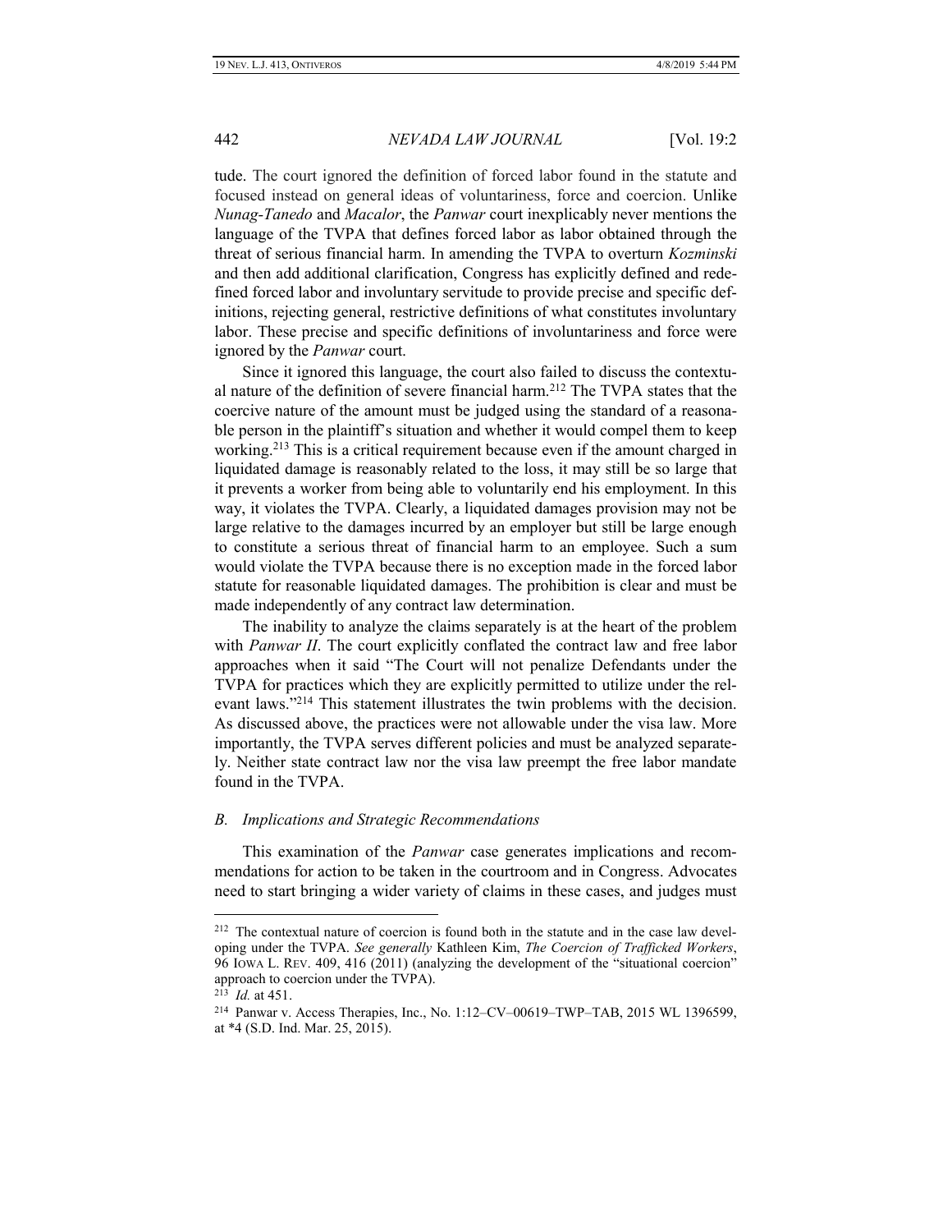tude. The court ignored the definition of forced labor found in the statute and focused instead on general ideas of voluntariness, force and coercion. Unlike *Nunag-Tanedo* and *Macalor*, the *Panwar* court inexplicably never mentions the language of the TVPA that defines forced labor as labor obtained through the threat of serious financial harm. In amending the TVPA to overturn *Kozminski* and then add additional clarification, Congress has explicitly defined and redefined forced labor and involuntary servitude to provide precise and specific definitions, rejecting general, restrictive definitions of what constitutes involuntary labor. These precise and specific definitions of involuntariness and force were ignored by the *Panwar* court.

Since it ignored this language, the court also failed to discuss the contextual nature of the definition of severe financial harm.[212] The TVPA states that the coercive nature of the amount must be judged using the standard of a reasonable person in the plaintiff's situation and whether it would compel them to keep working.[213] This is a critical requirement because even if the amount charged in liquidated damage is reasonably related to the loss, it may still be so large that it prevents a worker from being able to voluntarily end his employment. In this way, it violates the TVPA. Clearly, a liquidated damages provision may not be large relative to the damages incurred by an employer but still be large enough to constitute a serious threat of financial harm to an employee. Such a sum would violate the TVPA because there is no exception made in the forced labor statute for reasonable liquidated damages. The prohibition is clear and must be made independently of any contract law determination.

The inability to analyze the claims separately is at the heart of the problem with *Panwar II*. The court explicitly conflated the contract law and free labor approaches when it said "The Court will not penalize Defendants under the TVPA for practices which they are explicitly permitted to utilize under the relevant laws."[214] This statement illustrates the twin problems with the decision. As discussed above, the practices were not allowable under the visa law. More importantly, the TVPA serves different policies and must be analyzed separately. Neither state contract law nor the visa law preempt the free labor mandate found in the TVPA.

### *B. Implications and Strategic Recommendations*

This examination of the *Panwar* case generates implications and recommendations for action to be taken in the courtroom and in Congress. Advocates need to start bringing a wider variety of claims in these cases, and judges must

---

[212] The contextual nature of coercion is found both in the statute and in the case law developing under the TVPA. *See generally* Kathleen Kim, *The Coercion of Trafficked Workers*, 96 IOWA L. REV. 409, 416 (2011) (analyzing the development of the "situational coercion" approach to coercion under the TVPA).

[213] *Id.* at 451.

[214] Panwar v. Access Therapies, Inc., No. 1:12–CV–00619–TWP–TAB, 2015 WL 1396599, at *4 (S.D. Ind. Mar. 25, 2015).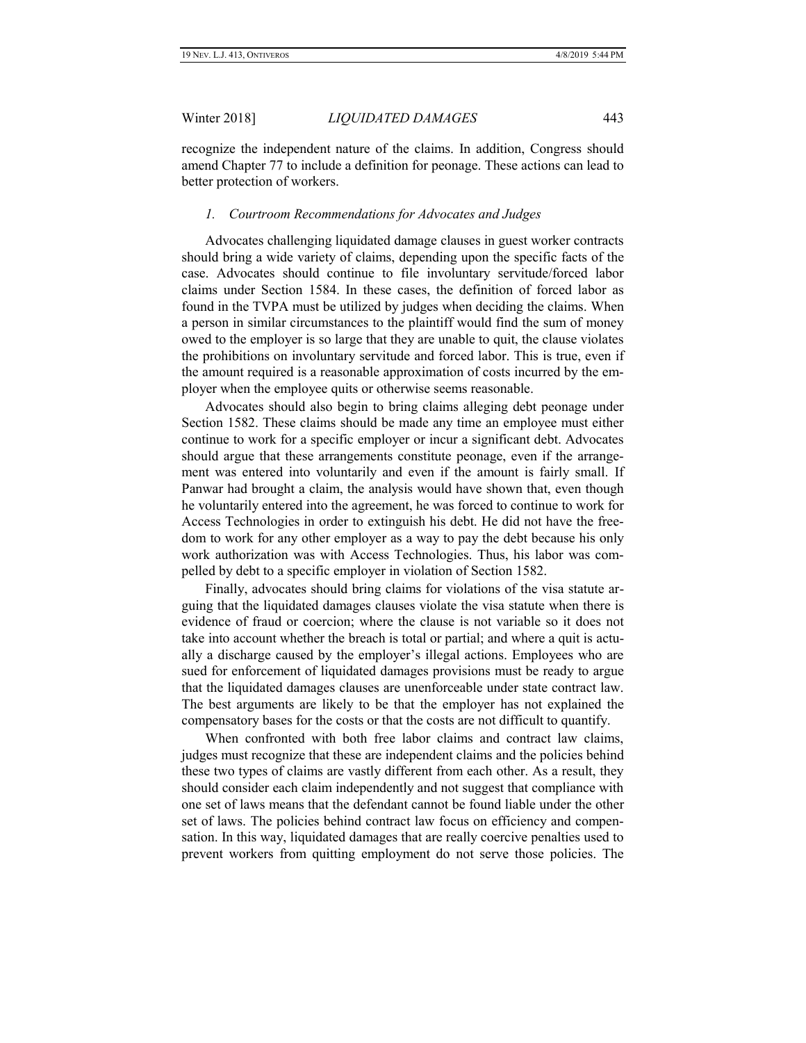recognize the independent nature of the claims. In addition, Congress should amend Chapter 77 to include a definition for peonage. These actions can lead to better protection of workers.

### *1. Courtroom Recommendations for Advocates and Judges*

Advocates challenging liquidated damage clauses in guest worker contracts should bring a wide variety of claims, depending upon the specific facts of the case. Advocates should continue to file involuntary servitude/forced labor claims under Section 1584. In these cases, the definition of forced labor as found in the TVPA must be utilized by judges when deciding the claims. When a person in similar circumstances to the plaintiff would find the sum of money owed to the employer is so large that they are unable to quit, the clause violates the prohibitions on involuntary servitude and forced labor. This is true, even if the amount required is a reasonable approximation of costs incurred by the employer when the employee quits or otherwise seems reasonable.

Advocates should also begin to bring claims alleging debt peonage under Section 1582. These claims should be made any time an employee must either continue to work for a specific employer or incur a significant debt. Advocates should argue that these arrangements constitute peonage, even if the arrangement was entered into voluntarily and even if the amount is fairly small. If Panwar had brought a claim, the analysis would have shown that, even though he voluntarily entered into the agreement, he was forced to continue to work for Access Technologies in order to extinguish his debt. He did not have the freedom to work for any other employer as a way to pay the debt because his only work authorization was with Access Technologies. Thus, his labor was compelled by debt to a specific employer in violation of Section 1582.

Finally, advocates should bring claims for violations of the visa statute arguing that the liquidated damages clauses violate the visa statute when there is evidence of fraud or coercion; where the clause is not variable so it does not take into account whether the breach is total or partial; and where a quit is actually a discharge caused by the employer's illegal actions. Employees who are sued for enforcement of liquidated damages provisions must be ready to argue that the liquidated damages clauses are unenforceable under state contract law. The best arguments are likely to be that the employer has not explained the compensatory bases for the costs or that the costs are not difficult to quantify.

When confronted with both free labor claims and contract law claims, judges must recognize that these are independent claims and the policies behind these two types of claims are vastly different from each other. As a result, they should consider each claim independently and not suggest that compliance with one set of laws means that the defendant cannot be found liable under the other set of laws. The policies behind contract law focus on efficiency and compensation. In this way, liquidated damages that are really coercive penalties used to prevent workers from quitting employment do not serve those policies. The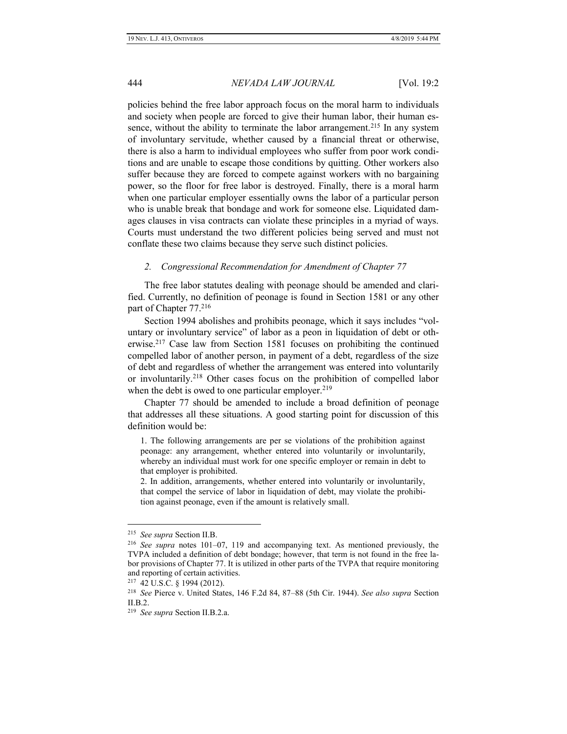policies behind the free labor approach focus on the moral harm to individuals and society when people are forced to give their human labor, their human essence, without the ability to terminate the labor arrangement.[215] In any system of involuntary servitude, whether caused by a financial threat or otherwise, there is also a harm to individual employees who suffer from poor work conditions and are unable to escape those conditions by quitting. Other workers also suffer because they are forced to compete against workers with no bargaining power, so the floor for free labor is destroyed. Finally, there is a moral harm when one particular employer essentially owns the labor of a particular person who is unable break that bondage and work for someone else. Liquidated damages clauses in visa contracts can violate these principles in a myriad of ways. Courts must understand the two different policies being served and must not conflate these two claims because they serve such distinct policies.

#### *2. Congressional Recommendation for Amendment of Chapter 77*

The free labor statutes dealing with peonage should be amended and clarified. Currently, no definition of peonage is found in Section 1581 or any other part of Chapter 77.[216]

Section 1994 abolishes and prohibits peonage, which it says includes "voluntary or involuntary service" of labor as a peon in liquidation of debt or otherwise.[217] Case law from Section 1581 focuses on prohibiting the continued compelled labor of another person, in payment of a debt, regardless of the size of debt and regardless of whether the arrangement was entered into voluntarily or involuntarily.[218] Other cases focus on the prohibition of compelled labor when the debt is owed to one particular employer.[219]

Chapter 77 should be amended to include a broad definition of peonage that addresses all these situations. A good starting point for discussion of this definition would be:

> 1. The following arrangements are per se violations of the prohibition against peonage: any arrangement, whether entered into voluntarily or involuntarily, whereby an individual must work for one specific employer or remain in debt to that employer is prohibited.
>
> 2. In addition, arrangements, whether entered into voluntarily or involuntarily, that compel the service of labor in liquidation of debt, may violate the prohibition against peonage, even if the amount is relatively small.

---

[215] *See supra* Section II.B.

[216] *See supra* notes 101–07, 119 and accompanying text. As mentioned previously, the TVPA included a definition of debt bondage; however, that term is not found in the free labor provisions of Chapter 77. It is utilized in other parts of the TVPA that require monitoring and reporting of certain activities.

[217] 42 U.S.C. § 1994 (2012).

[218] *See* Pierce v. United States, 146 F.2d 84, 87–88 (5th Cir. 1944). *See also supra* Section II.B.2.

[219] *See supra* Section II.B.2.a.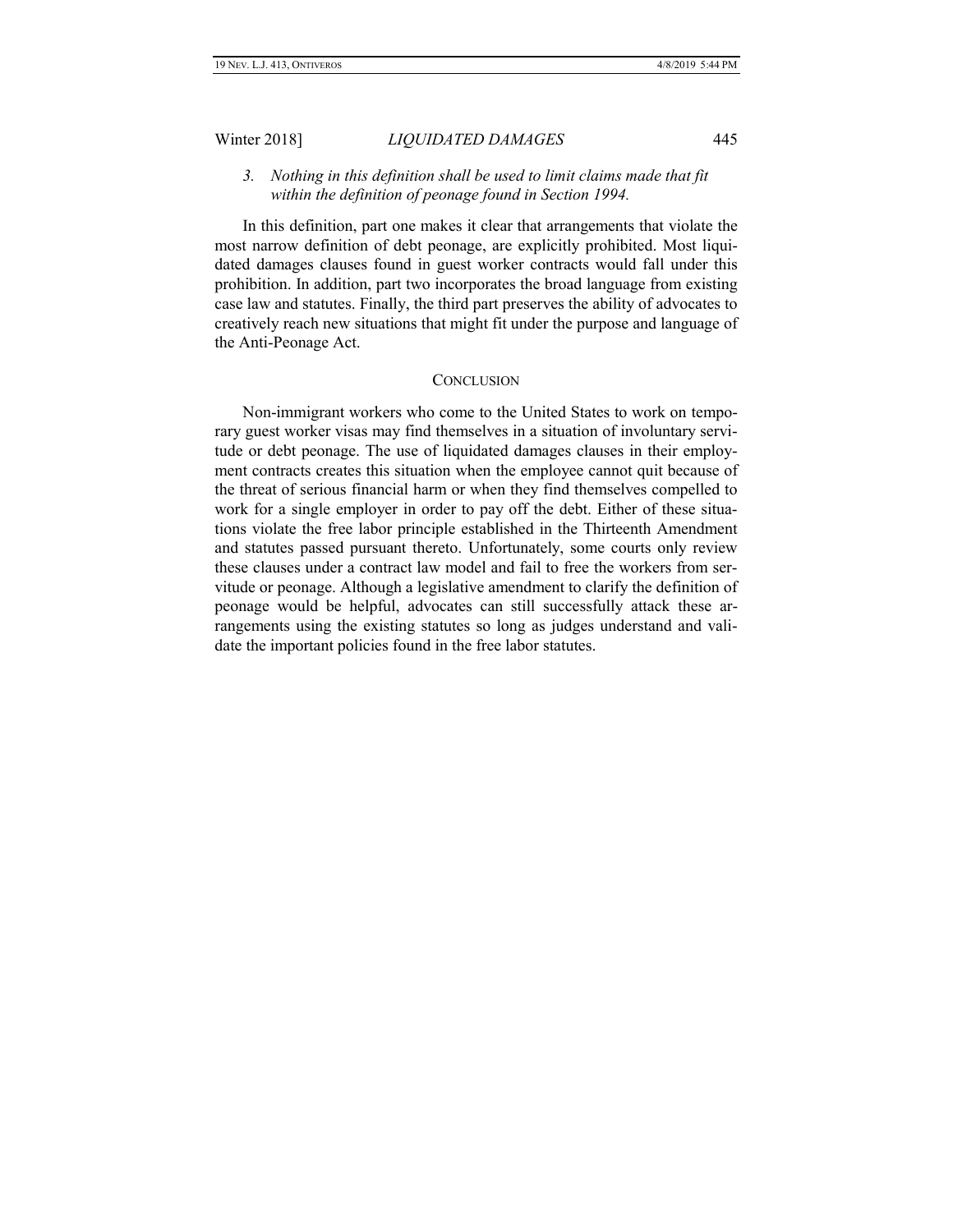3. *Nothing in this definition shall be used to limit claims made that fit within the definition of peonage found in Section 1994.*

In this definition, part one makes it clear that arrangements that violate the most narrow definition of debt peonage, are explicitly prohibited. Most liquidated damages clauses found in guest worker contracts would fall under this prohibition. In addition, part two incorporates the broad language from existing case law and statutes. Finally, the third part preserves the ability of advocates to creatively reach new situations that might fit under the purpose and language of the Anti-Peonage Act.

## CONCLUSION

Non-immigrant workers who come to the United States to work on temporary guest worker visas may find themselves in a situation of involuntary servitude or debt peonage. The use of liquidated damages clauses in their employment contracts creates this situation when the employee cannot quit because of the threat of serious financial harm or when they find themselves compelled to work for a single employer in order to pay off the debt. Either of these situations violate the free labor principle established in the Thirteenth Amendment and statutes passed pursuant thereto. Unfortunately, some courts only review these clauses under a contract law model and fail to free the workers from servitude or peonage. Although a legislative amendment to clarify the definition of peonage would be helpful, advocates can still successfully attack these arrangements using the existing statutes so long as judges understand and validate the important policies found in the free labor statutes.